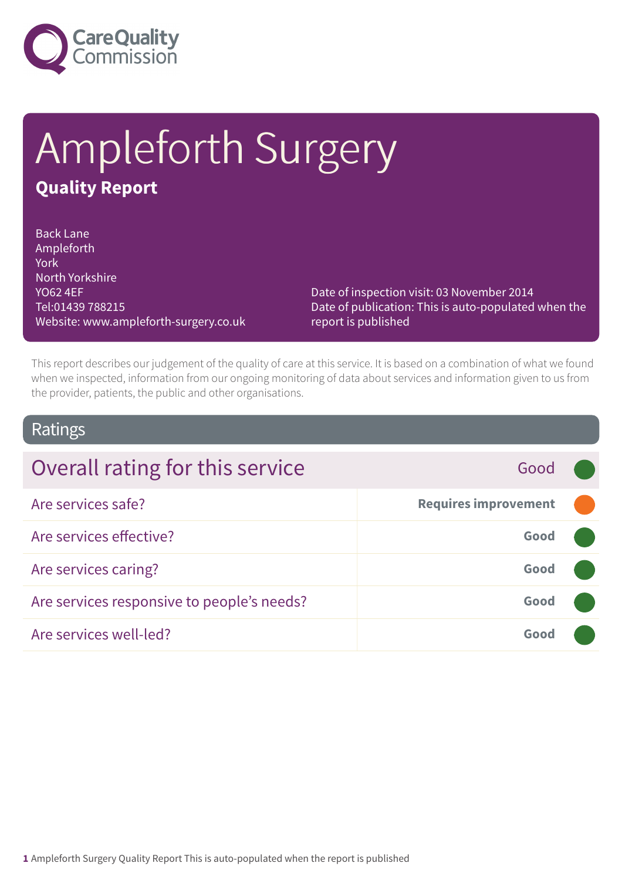# Ampleforth Surgery

## Quality Report

Back Lane
Ampleforth
York
North Yorkshire
YO62 4EF
Tel:01439 788215
Website: www.ampleforth-surgery.co.uk

Date of inspection visit: 03 November 2014
Date of publication: This is auto-populated when the report is published

This report describes our judgement of the quality of care at this service. It is based on a combination of what we found when we inspected, information from our ongoing monitoring of data about services and information given to us from the provider, patients, the public and other organisations.

## Ratings

| Overall rating for this service | Good |
|---|---|
| Are services safe? | **Requires improvement** |
| Are services effective? | **Good** |
| Are services caring? | **Good** |
| Are services responsive to people's needs? | **Good** |
| Are services well-led? | **Good** |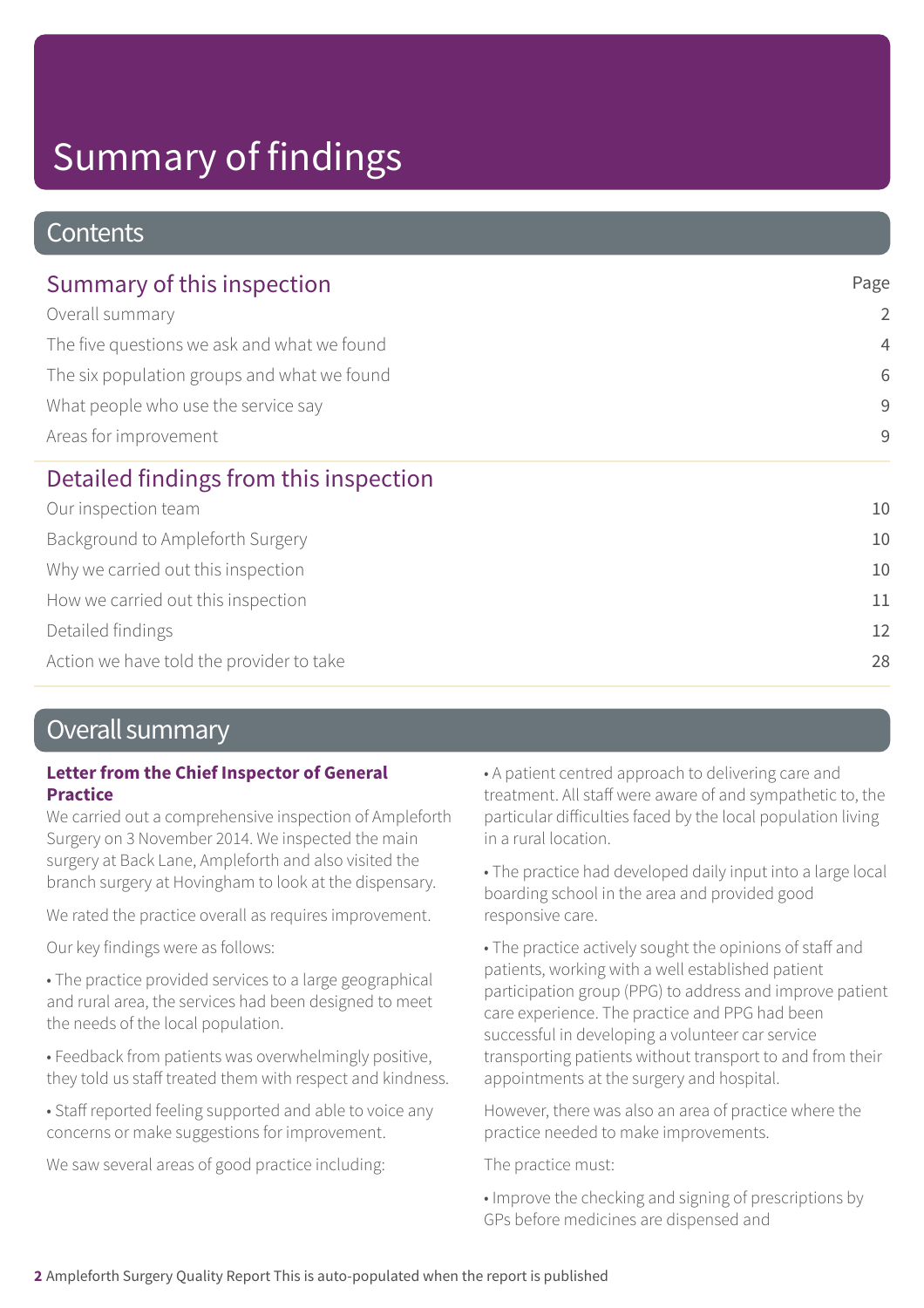# Summary of findings

## Contents

| Summary of this inspection | Page |
|---|---|
| Overall summary | 2 |
| The five questions we ask and what we found | 4 |
| The six population groups and what we found | 6 |
| What people who use the service say | 9 |
| Areas for improvement | 9 |

| Detailed findings from this inspection | |
|---|---|
| Our inspection team | 10 |
| Background to Ampleforth Surgery | 10 |
| Why we carried out this inspection | 10 |
| How we carried out this inspection | 11 |
| Detailed findings | 12 |
| Action we have told the provider to take | 28 |

## Overall summary

**Letter from the Chief Inspector of General Practice**

We carried out a comprehensive inspection of Ampleforth Surgery on 3 November 2014. We inspected the main surgery at Back Lane, Ampleforth and also visited the branch surgery at Hovingham to look at the dispensary.

We rated the practice overall as requires improvement.

Our key findings were as follows:

- The practice provided services to a large geographical and rural area, the services had been designed to meet the needs of the local population.
- Feedback from patients was overwhelmingly positive, they told us staff treated them with respect and kindness.
- Staff reported feeling supported and able to voice any concerns or make suggestions for improvement.

We saw several areas of good practice including:

- A patient centred approach to delivering care and treatment. All staff were aware of and sympathetic to, the particular difficulties faced by the local population living in a rural location.
- The practice had developed daily input into a large local boarding school in the area and provided good responsive care.
- The practice actively sought the opinions of staff and patients, working with a well established patient participation group (PPG) to address and improve patient care experience. The practice and PPG had been successful in developing a volunteer car service transporting patients without transport to and from their appointments at the surgery and hospital.

However, there was also an area of practice where the practice needed to make improvements.

The practice must:

- Improve the checking and signing of prescriptions by GPs before medicines are dispensed and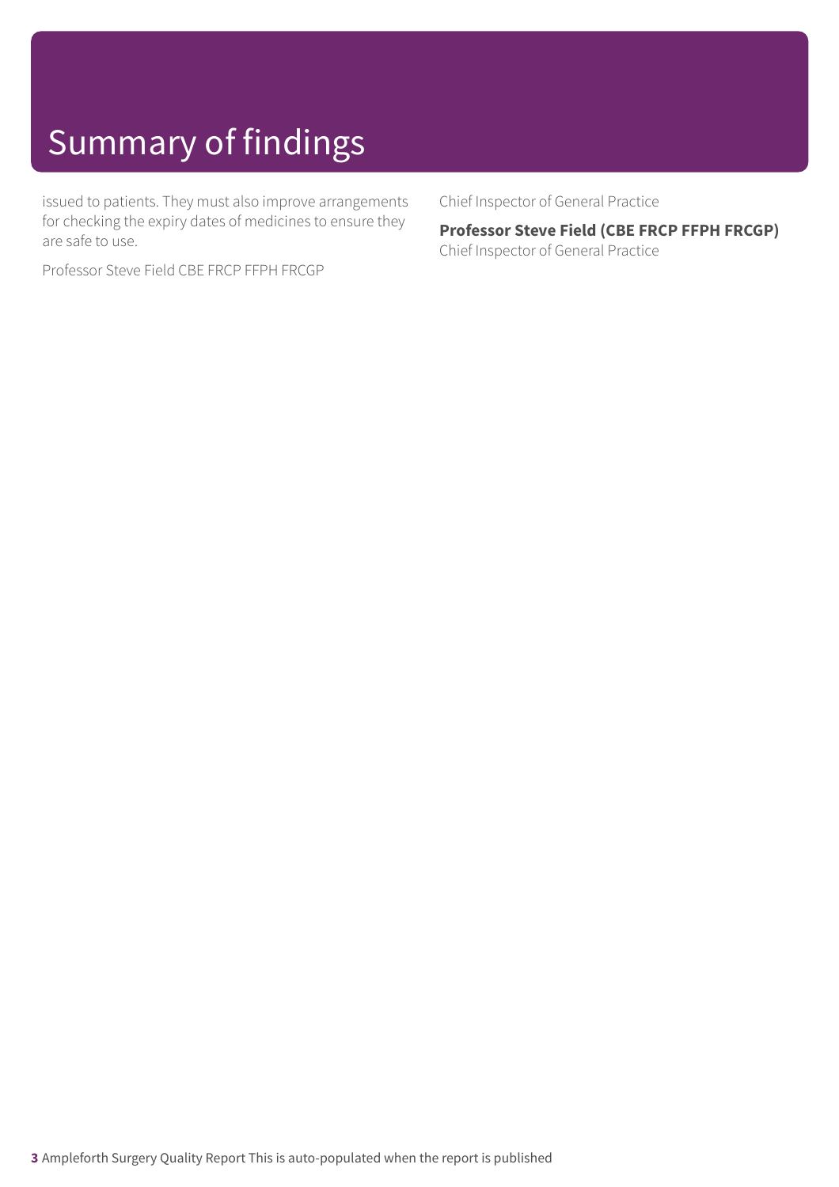# Summary of findings

issued to patients. They must also improve arrangements for checking the expiry dates of medicines to ensure they are safe to use.

Professor Steve Field CBE FRCP FFPH FRCGP

Chief Inspector of General Practice

**Professor Steve Field (CBE FRCP FFPH FRCGP)**
Chief Inspector of General Practice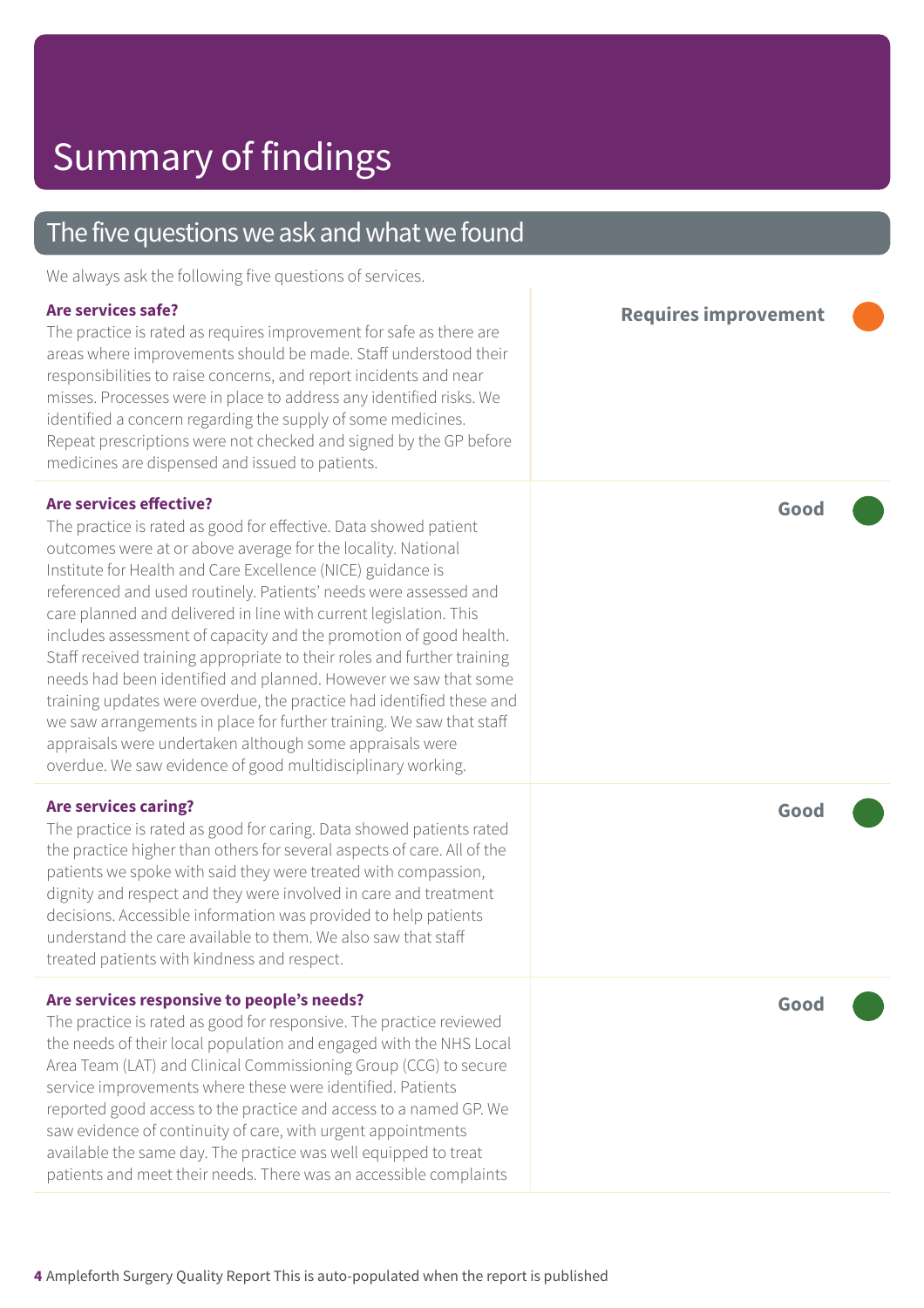# Summary of findings

## The five questions we ask and what we found

We always ask the following five questions of services.

### Are services safe?

**Requires improvement**

The practice is rated as requires improvement for safe as there are areas where improvements should be made. Staff understood their responsibilities to raise concerns, and report incidents and near misses. Processes were in place to address any identified risks. We identified a concern regarding the supply of some medicines. Repeat prescriptions were not checked and signed by the GP before medicines are dispensed and issued to patients.

### Are services effective?

**Good**

The practice is rated as good for effective. Data showed patient outcomes were at or above average for the locality. National Institute for Health and Care Excellence (NICE) guidance is referenced and used routinely. Patients' needs were assessed and care planned and delivered in line with current legislation. This includes assessment of capacity and the promotion of good health. Staff received training appropriate to their roles and further training needs had been identified and planned. However we saw that some training updates were overdue, the practice had identified these and we saw arrangements in place for further training. We saw that staff appraisals were undertaken although some appraisals were overdue. We saw evidence of good multidisciplinary working.

### Are services caring?

**Good**

The practice is rated as good for caring. Data showed patients rated the practice higher than others for several aspects of care. All of the patients we spoke with said they were treated with compassion, dignity and respect and they were involved in care and treatment decisions. Accessible information was provided to help patients understand the care available to them. We also saw that staff treated patients with kindness and respect.

### Are services responsive to people's needs?

**Good**

The practice is rated as good for responsive. The practice reviewed the needs of their local population and engaged with the NHS Local Area Team (LAT) and Clinical Commissioning Group (CCG) to secure service improvements where these were identified. Patients reported good access to the practice and access to a named GP. We saw evidence of continuity of care, with urgent appointments available the same day. The practice was well equipped to treat patients and meet their needs. There was an accessible complaints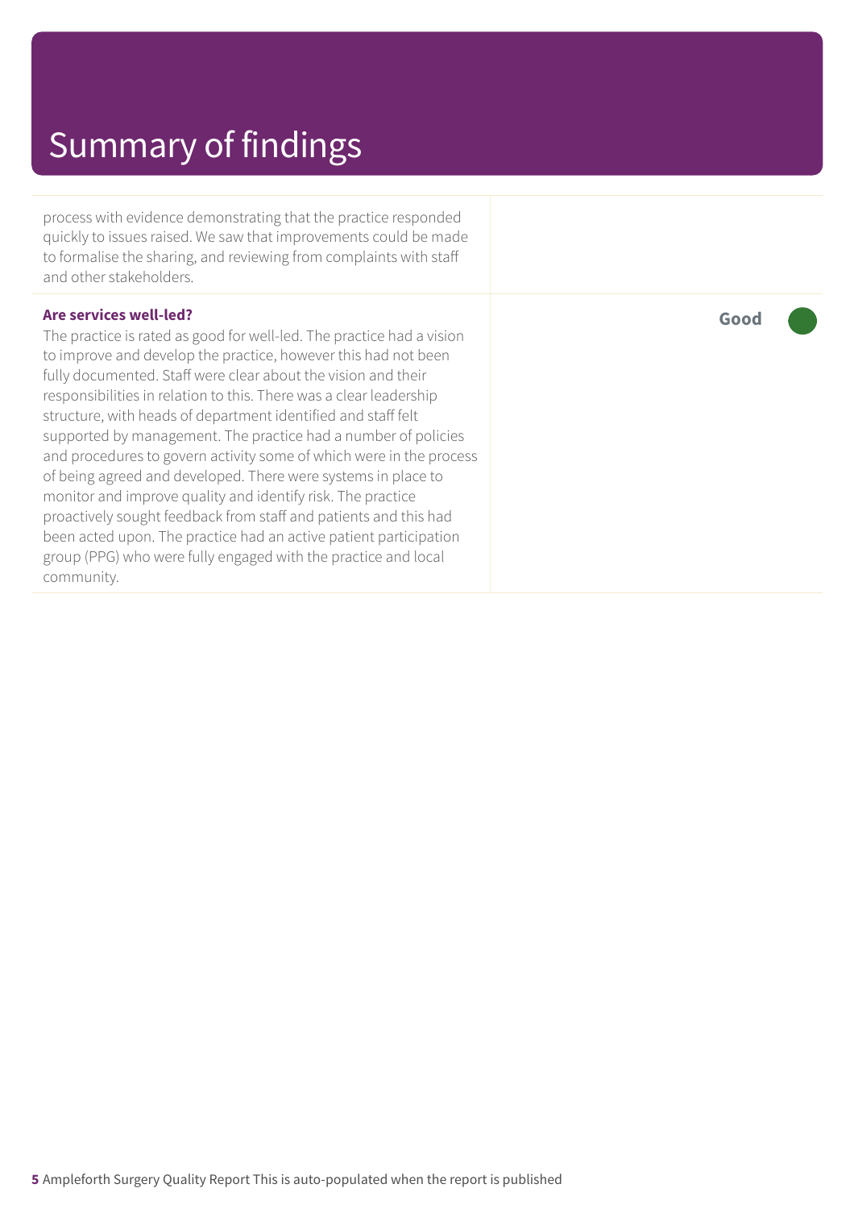# Summary of findings

process with evidence demonstrating that the practice responded quickly to issues raised. We saw that improvements could be made to formalise the sharing, and reviewing from complaints with staff and other stakeholders.

**Are services well-led?** | **Good**

The practice is rated as good for well-led. The practice had a vision to improve and develop the practice, however this had not been fully documented. Staff were clear about the vision and their responsibilities in relation to this. There was a clear leadership structure, with heads of department identified and staff felt supported by management. The practice had a number of policies and procedures to govern activity some of which were in the process of being agreed and developed. There were systems in place to monitor and improve quality and identify risk. The practice proactively sought feedback from staff and patients and this had been acted upon. The practice had an active patient participation group (PPG) who were fully engaged with the practice and local community.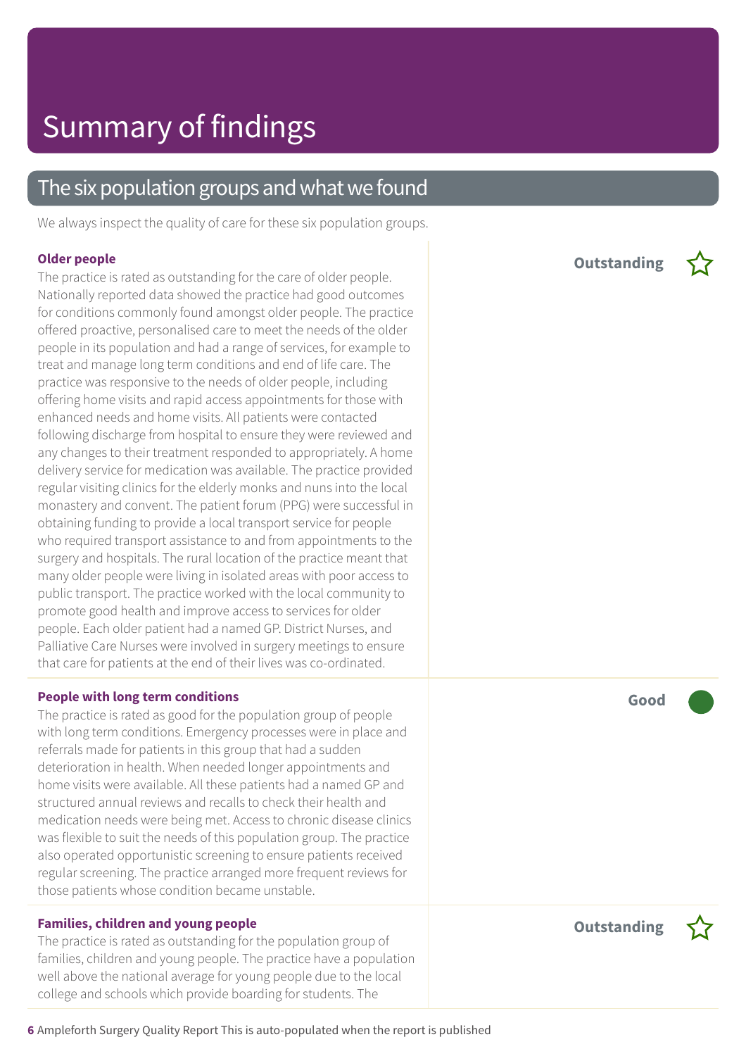# Summary of findings

## The six population groups and what we found

We always inspect the quality of care for these six population groups.

### Older people

**Outstanding**

The practice is rated as outstanding for the care of older people. Nationally reported data showed the practice had good outcomes for conditions commonly found amongst older people. The practice offered proactive, personalised care to meet the needs of the older people in its population and had a range of services, for example to treat and manage long term conditions and end of life care. The practice was responsive to the needs of older people, including offering home visits and rapid access appointments for those with enhanced needs and home visits. All patients were contacted following discharge from hospital to ensure they were reviewed and any changes to their treatment responded to appropriately. A home delivery service for medication was available. The practice provided regular visiting clinics for the elderly monks and nuns into the local monastery and convent. The patient forum (PPG) were successful in obtaining funding to provide a local transport service for people who required transport assistance to and from appointments to the surgery and hospitals. The rural location of the practice meant that many older people were living in isolated areas with poor access to public transport. The practice worked with the local community to promote good health and improve access to services for older people. Each older patient had a named GP. District Nurses, and Palliative Care Nurses were involved in surgery meetings to ensure that care for patients at the end of their lives was co-ordinated.

### People with long term conditions

**Good**

The practice is rated as good for the population group of people with long term conditions. Emergency processes were in place and referrals made for patients in this group that had a sudden deterioration in health. When needed longer appointments and home visits were available. All these patients had a named GP and structured annual reviews and recalls to check their health and medication needs were being met. Access to chronic disease clinics was flexible to suit the needs of this population group. The practice also operated opportunistic screening to ensure patients received regular screening. The practice arranged more frequent reviews for those patients whose condition became unstable.

### Families, children and young people

**Outstanding**

The practice is rated as outstanding for the population group of families, children and young people. The practice have a population well above the national average for young people due to the local college and schools which provide boarding for students. The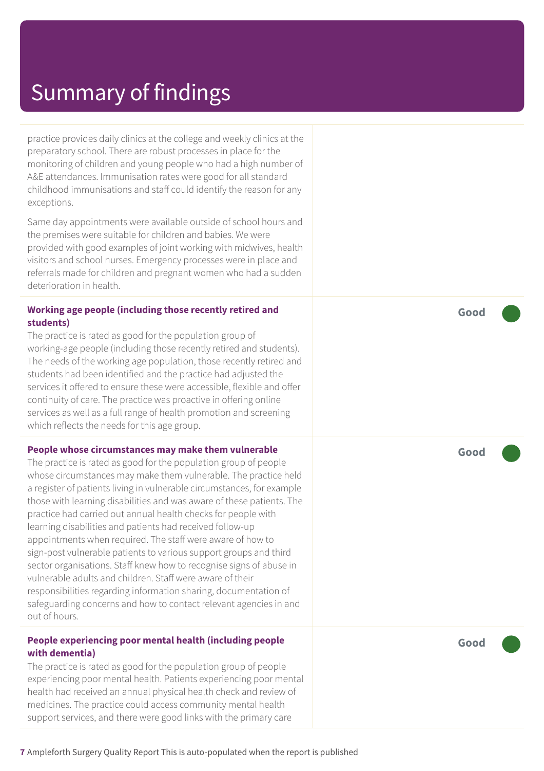# Summary of findings

practice provides daily clinics at the college and weekly clinics at the preparatory school. There are robust processes in place for the monitoring of children and young people who had a high number of A&E attendances. Immunisation rates were good for all standard childhood immunisations and staff could identify the reason for any exceptions.

Same day appointments were available outside of school hours and the premises were suitable for children and babies. We were provided with good examples of joint working with midwives, health visitors and school nurses. Emergency processes were in place and referrals made for children and pregnant women who had a sudden deterioration in health.

**Working age people (including those recently retired and students)** — **Good**

The practice is rated as good for the population group of working-age people (including those recently retired and students). The needs of the working age population, those recently retired and students had been identified and the practice had adjusted the services it offered to ensure these were accessible, flexible and offer continuity of care. The practice was proactive in offering online services as well as a full range of health promotion and screening which reflects the needs for this age group.

**People whose circumstances may make them vulnerable** — **Good**

The practice is rated as good for the population group of people whose circumstances may make them vulnerable. The practice held a register of patients living in vulnerable circumstances, for example those with learning disabilities and was aware of these patients. The practice had carried out annual health checks for people with learning disabilities and patients had received follow-up appointments when required. The staff were aware of how to sign-post vulnerable patients to various support groups and third sector organisations. Staff knew how to recognise signs of abuse in vulnerable adults and children. Staff were aware of their responsibilities regarding information sharing, documentation of safeguarding concerns and how to contact relevant agencies in and out of hours.

**People experiencing poor mental health (including people with dementia)** — **Good**

The practice is rated as good for the population group of people experiencing poor mental health. Patients experiencing poor mental health had received an annual physical health check and review of medicines. The practice could access community mental health support services, and there were good links with the primary care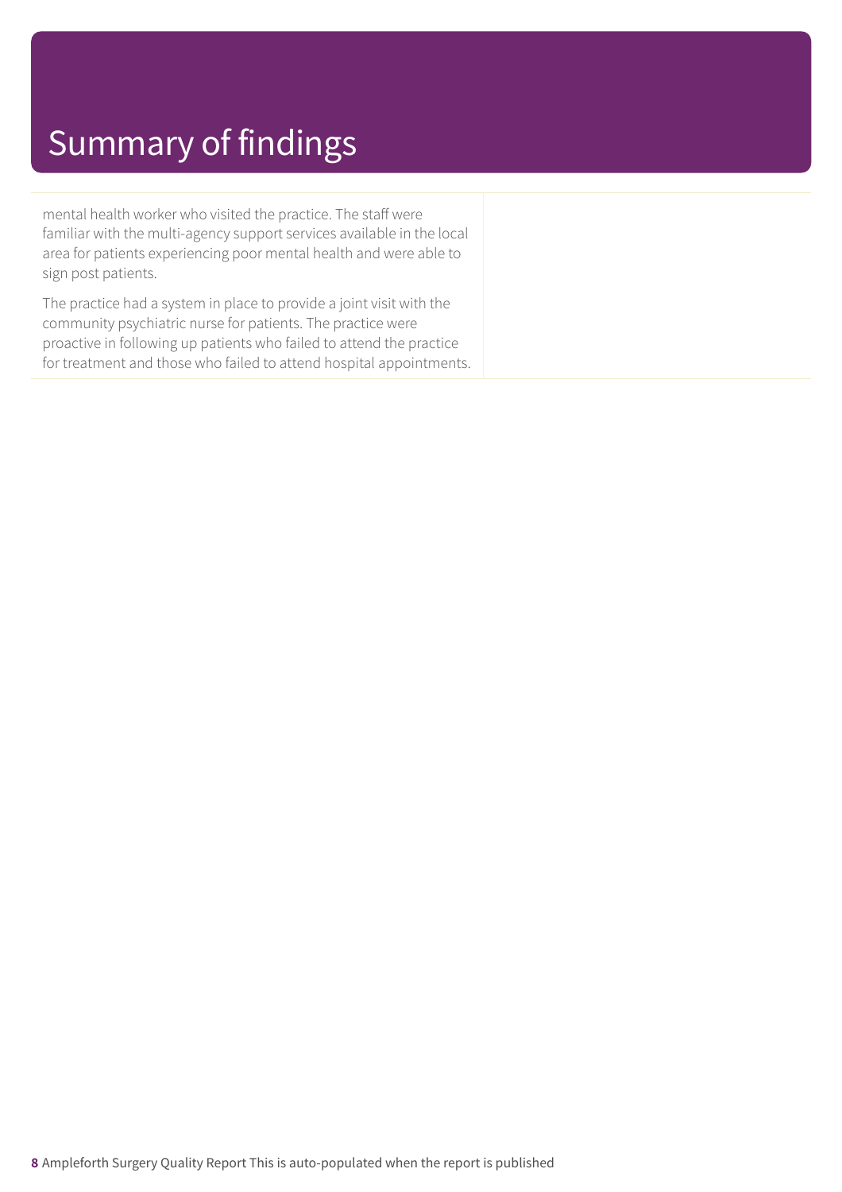# Summary of findings

mental health worker who visited the practice. The staff were familiar with the multi-agency support services available in the local area for patients experiencing poor mental health and were able to sign post patients.

The practice had a system in place to provide a joint visit with the community psychiatric nurse for patients. The practice were proactive in following up patients who failed to attend the practice for treatment and those who failed to attend hospital appointments.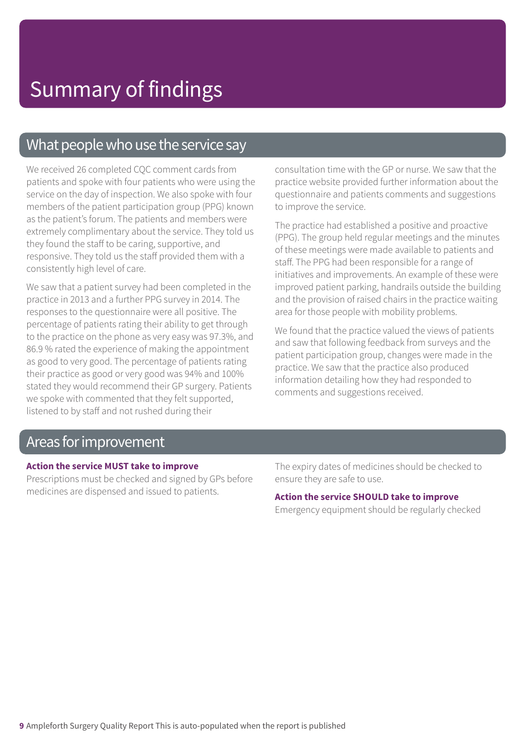# Summary of findings

## What people who use the service say

We received 26 completed CQC comment cards from patients and spoke with four patients who were using the service on the day of inspection. We also spoke with four members of the patient participation group (PPG) known as the patient's forum. The patients and members were extremely complimentary about the service. They told us they found the staff to be caring, supportive, and responsive. They told us the staff provided them with a consistently high level of care.

We saw that a patient survey had been completed in the practice in 2013 and a further PPG survey in 2014. The responses to the questionnaire were all positive. The percentage of patients rating their ability to get through to the practice on the phone as very easy was 97.3%, and 86.9 % rated the experience of making the appointment as good to very good. The percentage of patients rating their practice as good or very good was 94% and 100% stated they would recommend their GP surgery. Patients we spoke with commented that they felt supported, listened to by staff and not rushed during their consultation time with the GP or nurse. We saw that the practice website provided further information about the questionnaire and patients comments and suggestions to improve the service.

The practice had established a positive and proactive (PPG). The group held regular meetings and the minutes of these meetings were made available to patients and staff. The PPG had been responsible for a range of initiatives and improvements. An example of these were improved patient parking, handrails outside the building and the provision of raised chairs in the practice waiting area for those people with mobility problems.

We found that the practice valued the views of patients and saw that following feedback from surveys and the patient participation group, changes were made in the practice. We saw that the practice also produced information detailing how they had responded to comments and suggestions received.

## Areas for improvement

**Action the service MUST take to improve**

Prescriptions must be checked and signed by GPs before medicines are dispensed and issued to patients.

The expiry dates of medicines should be checked to ensure they are safe to use.

**Action the service SHOULD take to improve**

Emergency equipment should be regularly checked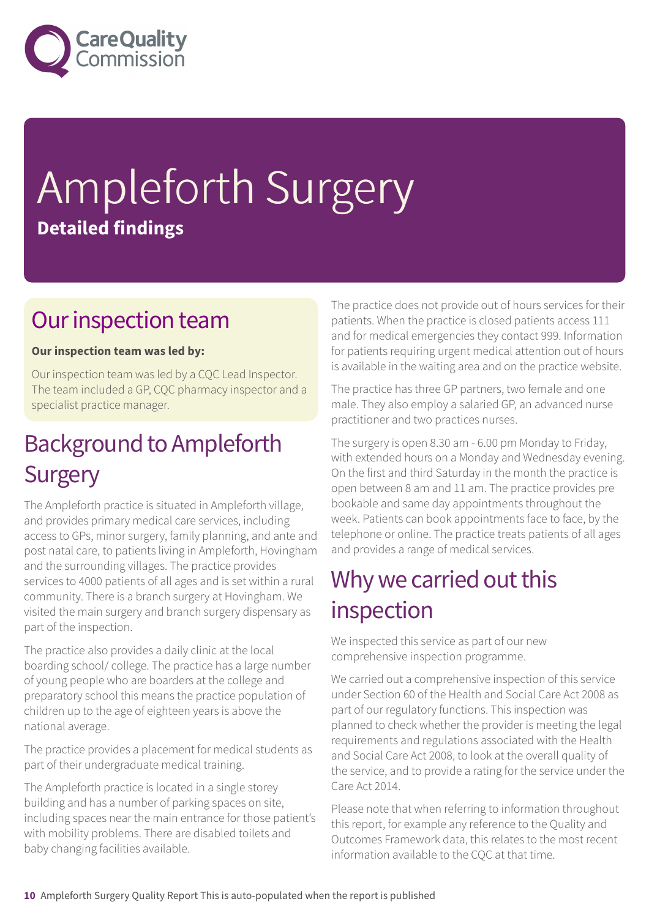# Ampleforth Surgery

**Detailed findings**

## Our inspection team

**Our inspection team was led by:**

Our inspection team was led by a CQC Lead Inspector. The team included a GP, CQC pharmacy inspector and a specialist practice manager.

## Background to Ampleforth Surgery

The Ampleforth practice is situated in Ampleforth village, and provides primary medical care services, including access to GPs, minor surgery, family planning, and ante and post natal care, to patients living in Ampleforth, Hovingham and the surrounding villages. The practice provides services to 4000 patients of all ages and is set within a rural community. There is a branch surgery at Hovingham. We visited the main surgery and branch surgery dispensary as part of the inspection.

The practice also provides a daily clinic at the local boarding school/ college. The practice has a large number of young people who are boarders at the college and preparatory school this means the practice population of children up to the age of eighteen years is above the national average.

The practice provides a placement for medical students as part of their undergraduate medical training.

The Ampleforth practice is located in a single storey building and has a number of parking spaces on site, including spaces near the main entrance for those patient's with mobility problems. There are disabled toilets and baby changing facilities available.

The practice does not provide out of hours services for their patients. When the practice is closed patients access 111 and for medical emergencies they contact 999. Information for patients requiring urgent medical attention out of hours is available in the waiting area and on the practice website.

The practice has three GP partners, two female and one male. They also employ a salaried GP, an advanced nurse practitioner and two practices nurses.

The surgery is open 8.30 am - 6.00 pm Monday to Friday, with extended hours on a Monday and Wednesday evening. On the first and third Saturday in the month the practice is open between 8 am and 11 am. The practice provides pre bookable and same day appointments throughout the week. Patients can book appointments face to face, by the telephone or online. The practice treats patients of all ages and provides a range of medical services.

## Why we carried out this inspection

We inspected this service as part of our new comprehensive inspection programme.

We carried out a comprehensive inspection of this service under Section 60 of the Health and Social Care Act 2008 as part of our regulatory functions. This inspection was planned to check whether the provider is meeting the legal requirements and regulations associated with the Health and Social Care Act 2008, to look at the overall quality of the service, and to provide a rating for the service under the Care Act 2014.

Please note that when referring to information throughout this report, for example any reference to the Quality and Outcomes Framework data, this relates to the most recent information available to the CQC at that time.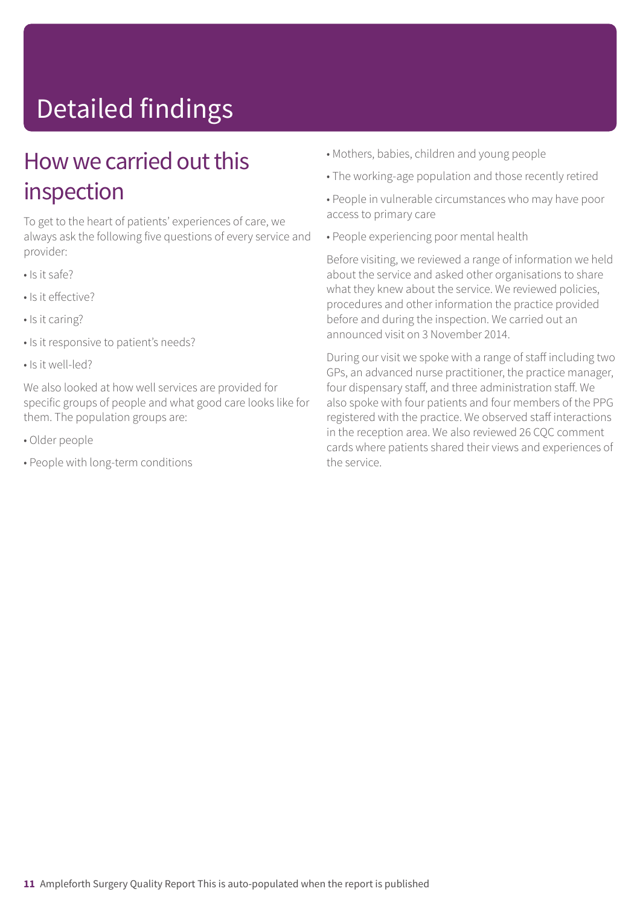# Detailed findings

## How we carried out this inspection

To get to the heart of patients' experiences of care, we always ask the following five questions of every service and provider:

- Is it safe?
- Is it effective?
- Is it caring?
- Is it responsive to patient's needs?
- Is it well-led?

We also looked at how well services are provided for specific groups of people and what good care looks like for them. The population groups are:

- Older people
- People with long-term conditions
- Mothers, babies, children and young people
- The working-age population and those recently retired
- People in vulnerable circumstances who may have poor access to primary care
- People experiencing poor mental health

Before visiting, we reviewed a range of information we held about the service and asked other organisations to share what they knew about the service. We reviewed policies, procedures and other information the practice provided before and during the inspection. We carried out an announced visit on 3 November 2014.

During our visit we spoke with a range of staff including two GPs, an advanced nurse practitioner, the practice manager, four dispensary staff, and three administration staff. We also spoke with four patients and four members of the PPG registered with the practice. We observed staff interactions in the reception area. We also reviewed 26 CQC comment cards where patients shared their views and experiences of the service.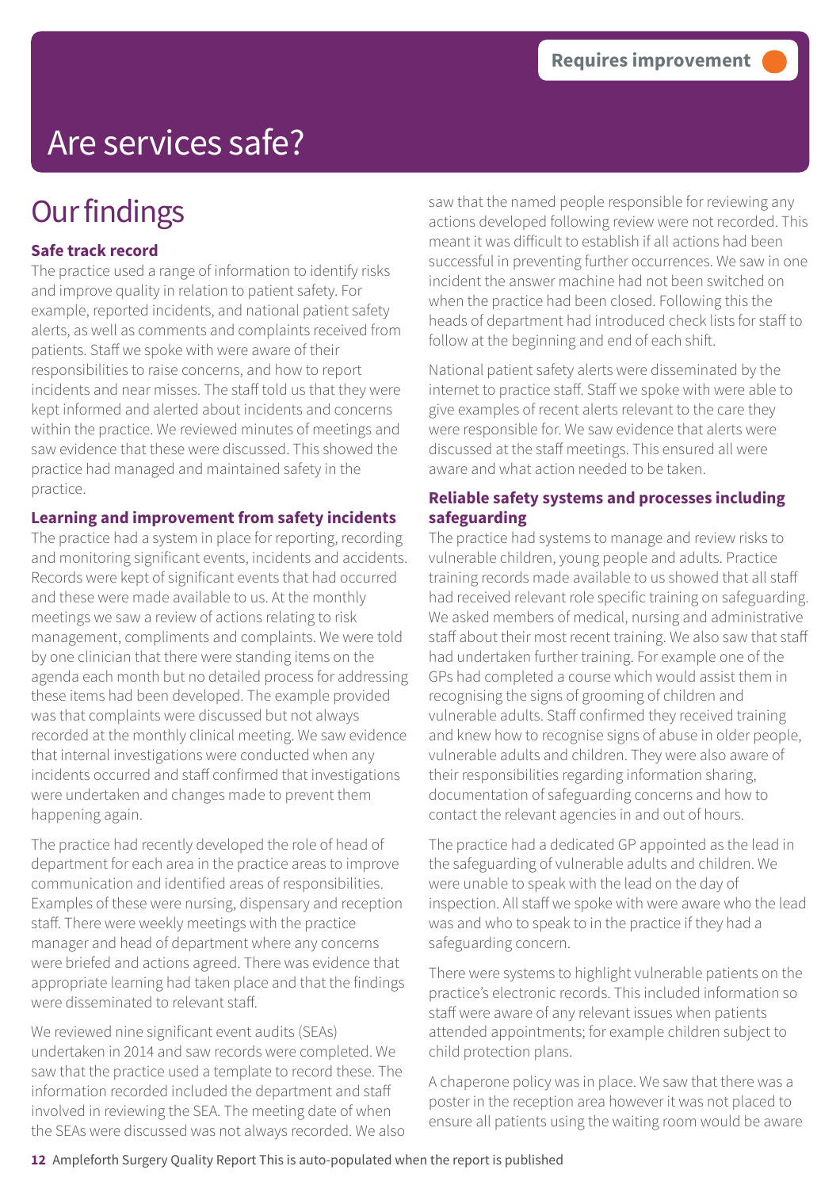Requires improvement

# Are services safe?

## Our findings

**Safe track record**

The practice used a range of information to identify risks and improve quality in relation to patient safety. For example, reported incidents, and national patient safety alerts, as well as comments and complaints received from patients. Staff we spoke with were aware of their responsibilities to raise concerns, and how to report incidents and near misses. The staff told us that they were kept informed and alerted about incidents and concerns within the practice. We reviewed minutes of meetings and saw evidence that these were discussed. This showed the practice had managed and maintained safety in the practice.

**Learning and improvement from safety incidents**

The practice had a system in place for reporting, recording and monitoring significant events, incidents and accidents. Records were kept of significant events that had occurred and these were made available to us. At the monthly meetings we saw a review of actions relating to risk management, compliments and complaints. We were told by one clinician that there were standing items on the agenda each month but no detailed process for addressing these items had been developed. The example provided was that complaints were discussed but not always recorded at the monthly clinical meeting. We saw evidence that internal investigations were conducted when any incidents occurred and staff confirmed that investigations were undertaken and changes made to prevent them happening again.

The practice had recently developed the role of head of department for each area in the practice areas to improve communication and identified areas of responsibilities. Examples of these were nursing, dispensary and reception staff. There were weekly meetings with the practice manager and head of department where any concerns were briefed and actions agreed. There was evidence that appropriate learning had taken place and that the findings were disseminated to relevant staff.

We reviewed nine significant event audits (SEAs) undertaken in 2014 and saw records were completed. We saw that the practice used a template to record these. The information recorded included the department and staff involved in reviewing the SEA. The meeting date of when the SEAs were discussed was not always recorded. We also saw that the named people responsible for reviewing any actions developed following review were not recorded. This meant it was difficult to establish if all actions had been successful in preventing further occurrences. We saw in one incident the answer machine had not been switched on when the practice had been closed. Following this the heads of department had introduced check lists for staff to follow at the beginning and end of each shift.

National patient safety alerts were disseminated by the internet to practice staff. Staff we spoke with were able to give examples of recent alerts relevant to the care they were responsible for. We saw evidence that alerts were discussed at the staff meetings. This ensured all were aware and what action needed to be taken.

**Reliable safety systems and processes including safeguarding**

The practice had systems to manage and review risks to vulnerable children, young people and adults. Practice training records made available to us showed that all staff had received relevant role specific training on safeguarding. We asked members of medical, nursing and administrative staff about their most recent training. We also saw that staff had undertaken further training. For example one of the GPs had completed a course which would assist them in recognising the signs of grooming of children and vulnerable adults. Staff confirmed they received training and knew how to recognise signs of abuse in older people, vulnerable adults and children. They were also aware of their responsibilities regarding information sharing, documentation of safeguarding concerns and how to contact the relevant agencies in and out of hours.

The practice had a dedicated GP appointed as the lead in the safeguarding of vulnerable adults and children. We were unable to speak with the lead on the day of inspection. All staff we spoke with were aware who the lead was and who to speak to in the practice if they had a safeguarding concern.

There were systems to highlight vulnerable patients on the practice's electronic records. This included information so staff were aware of any relevant issues when patients attended appointments; for example children subject to child protection plans.

A chaperone policy was in place. We saw that there was a poster in the reception area however it was not placed to ensure all patients using the waiting room would be aware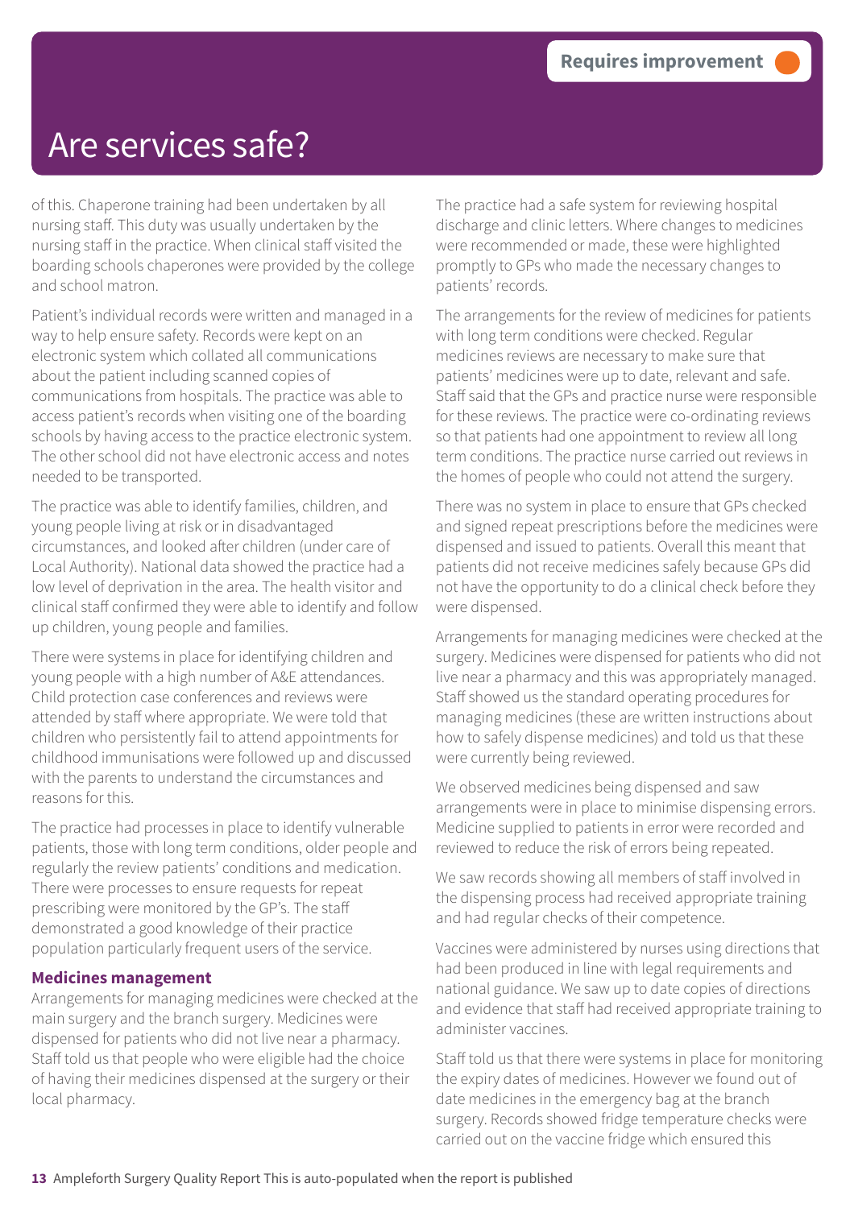Requires improvement

# Are services safe?

of this. Chaperone training had been undertaken by all nursing staff. This duty was usually undertaken by the nursing staff in the practice. When clinical staff visited the boarding schools chaperones were provided by the college and school matron.

Patient's individual records were written and managed in a way to help ensure safety. Records were kept on an electronic system which collated all communications about the patient including scanned copies of communications from hospitals. The practice was able to access patient's records when visiting one of the boarding schools by having access to the practice electronic system. The other school did not have electronic access and notes needed to be transported.

The practice was able to identify families, children, and young people living at risk or in disadvantaged circumstances, and looked after children (under care of Local Authority). National data showed the practice had a low level of deprivation in the area. The health visitor and clinical staff confirmed they were able to identify and follow up children, young people and families.

There were systems in place for identifying children and young people with a high number of A&E attendances. Child protection case conferences and reviews were attended by staff where appropriate. We were told that children who persistently fail to attend appointments for childhood immunisations were followed up and discussed with the parents to understand the circumstances and reasons for this.

The practice had processes in place to identify vulnerable patients, those with long term conditions, older people and regularly the review patients' conditions and medication. There were processes to ensure requests for repeat prescribing were monitored by the GP's. The staff demonstrated a good knowledge of their practice population particularly frequent users of the service.

### Medicines management

Arrangements for managing medicines were checked at the main surgery and the branch surgery. Medicines were dispensed for patients who did not live near a pharmacy. Staff told us that people who were eligible had the choice of having their medicines dispensed at the surgery or their local pharmacy.

The practice had a safe system for reviewing hospital discharge and clinic letters. Where changes to medicines were recommended or made, these were highlighted promptly to GPs who made the necessary changes to patients' records.

The arrangements for the review of medicines for patients with long term conditions were checked. Regular medicines reviews are necessary to make sure that patients' medicines were up to date, relevant and safe. Staff said that the GPs and practice nurse were responsible for these reviews. The practice were co-ordinating reviews so that patients had one appointment to review all long term conditions. The practice nurse carried out reviews in the homes of people who could not attend the surgery.

There was no system in place to ensure that GPs checked and signed repeat prescriptions before the medicines were dispensed and issued to patients. Overall this meant that patients did not receive medicines safely because GPs did not have the opportunity to do a clinical check before they were dispensed.

Arrangements for managing medicines were checked at the surgery. Medicines were dispensed for patients who did not live near a pharmacy and this was appropriately managed. Staff showed us the standard operating procedures for managing medicines (these are written instructions about how to safely dispense medicines) and told us that these were currently being reviewed.

We observed medicines being dispensed and saw arrangements were in place to minimise dispensing errors. Medicine supplied to patients in error were recorded and reviewed to reduce the risk of errors being repeated.

We saw records showing all members of staff involved in the dispensing process had received appropriate training and had regular checks of their competence.

Vaccines were administered by nurses using directions that had been produced in line with legal requirements and national guidance. We saw up to date copies of directions and evidence that staff had received appropriate training to administer vaccines.

Staff told us that there were systems in place for monitoring the expiry dates of medicines. However we found out of date medicines in the emergency bag at the branch surgery. Records showed fridge temperature checks were carried out on the vaccine fridge which ensured this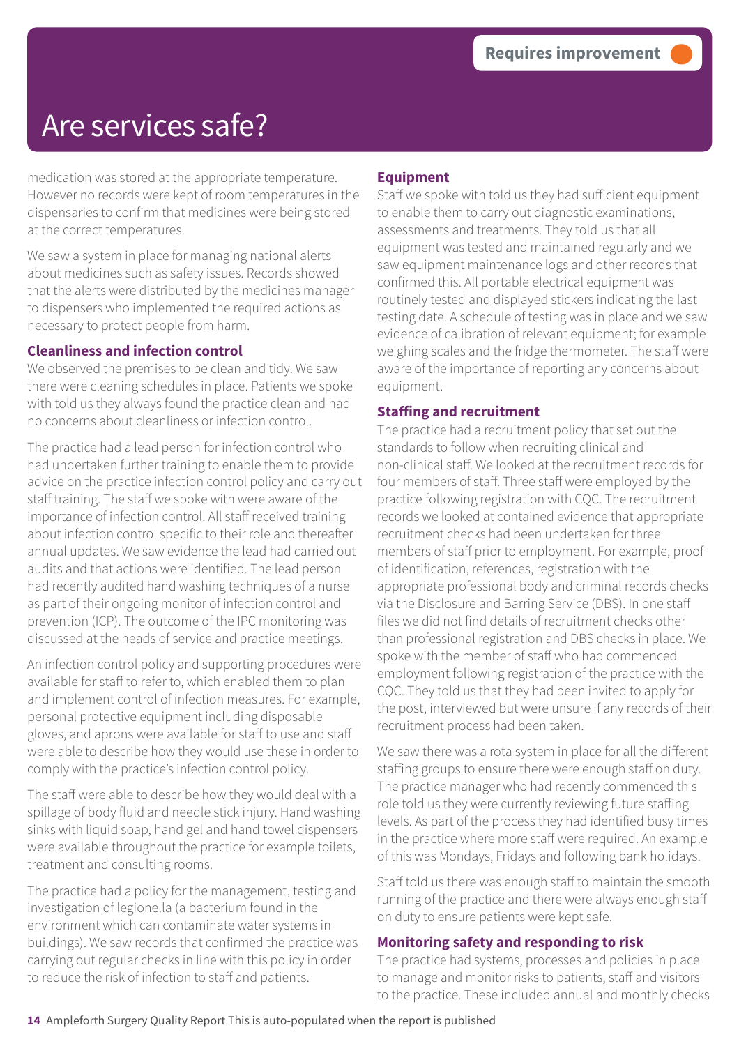# Are services safe?

**Requires improvement**

medication was stored at the appropriate temperature. However no records were kept of room temperatures in the dispensaries to confirm that medicines were being stored at the correct temperatures.

We saw a system in place for managing national alerts about medicines such as safety issues. Records showed that the alerts were distributed by the medicines manager to dispensers who implemented the required actions as necessary to protect people from harm.

### Cleanliness and infection control

We observed the premises to be clean and tidy. We saw there were cleaning schedules in place. Patients we spoke with told us they always found the practice clean and had no concerns about cleanliness or infection control.

The practice had a lead person for infection control who had undertaken further training to enable them to provide advice on the practice infection control policy and carry out staff training. The staff we spoke with were aware of the importance of infection control. All staff received training about infection control specific to their role and thereafter annual updates. We saw evidence the lead had carried out audits and that actions were identified. The lead person had recently audited hand washing techniques of a nurse as part of their ongoing monitor of infection control and prevention (ICP). The outcome of the IPC monitoring was discussed at the heads of service and practice meetings.

An infection control policy and supporting procedures were available for staff to refer to, which enabled them to plan and implement control of infection measures. For example, personal protective equipment including disposable gloves, and aprons were available for staff to use and staff were able to describe how they would use these in order to comply with the practice's infection control policy.

The staff were able to describe how they would deal with a spillage of body fluid and needle stick injury. Hand washing sinks with liquid soap, hand gel and hand towel dispensers were available throughout the practice for example toilets, treatment and consulting rooms.

The practice had a policy for the management, testing and investigation of legionella (a bacterium found in the environment which can contaminate water systems in buildings). We saw records that confirmed the practice was carrying out regular checks in line with this policy in order to reduce the risk of infection to staff and patients.

### Equipment

Staff we spoke with told us they had sufficient equipment to enable them to carry out diagnostic examinations, assessments and treatments. They told us that all equipment was tested and maintained regularly and we saw equipment maintenance logs and other records that confirmed this. All portable electrical equipment was routinely tested and displayed stickers indicating the last testing date. A schedule of testing was in place and we saw evidence of calibration of relevant equipment; for example weighing scales and the fridge thermometer. The staff were aware of the importance of reporting any concerns about equipment.

### Staffing and recruitment

The practice had a recruitment policy that set out the standards to follow when recruiting clinical and non-clinical staff. We looked at the recruitment records for four members of staff. Three staff were employed by the practice following registration with CQC. The recruitment records we looked at contained evidence that appropriate recruitment checks had been undertaken for three members of staff prior to employment. For example, proof of identification, references, registration with the appropriate professional body and criminal records checks via the Disclosure and Barring Service (DBS). In one staff files we did not find details of recruitment checks other than professional registration and DBS checks in place. We spoke with the member of staff who had commenced employment following registration of the practice with the CQC. They told us that they had been invited to apply for the post, interviewed but were unsure if any records of their recruitment process had been taken.

We saw there was a rota system in place for all the different staffing groups to ensure there were enough staff on duty. The practice manager who had recently commenced this role told us they were currently reviewing future staffing levels. As part of the process they had identified busy times in the practice where more staff were required. An example of this was Mondays, Fridays and following bank holidays.

Staff told us there was enough staff to maintain the smooth running of the practice and there were always enough staff on duty to ensure patients were kept safe.

### Monitoring safety and responding to risk

The practice had systems, processes and policies in place to manage and monitor risks to patients, staff and visitors to the practice. These included annual and monthly checks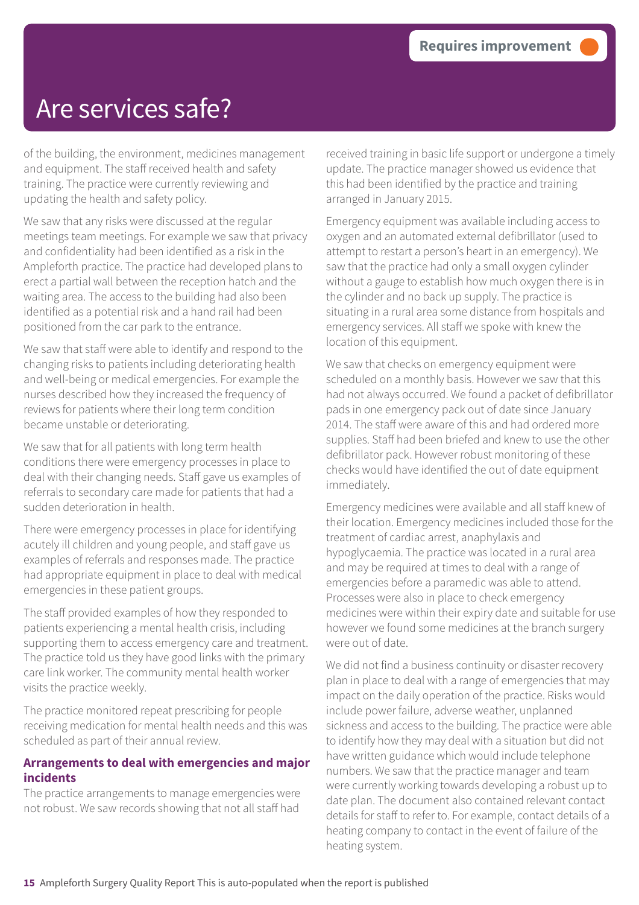Requires improvement

# Are services safe?

of the building, the environment, medicines management and equipment. The staff received health and safety training. The practice were currently reviewing and updating the health and safety policy.

We saw that any risks were discussed at the regular meetings team meetings. For example we saw that privacy and confidentiality had been identified as a risk in the Ampleforth practice. The practice had developed plans to erect a partial wall between the reception hatch and the waiting area. The access to the building had also been identified as a potential risk and a hand rail had been positioned from the car park to the entrance.

We saw that staff were able to identify and respond to the changing risks to patients including deteriorating health and well-being or medical emergencies. For example the nurses described how they increased the frequency of reviews for patients where their long term condition became unstable or deteriorating.

We saw that for all patients with long term health conditions there were emergency processes in place to deal with their changing needs. Staff gave us examples of referrals to secondary care made for patients that had a sudden deterioration in health.

There were emergency processes in place for identifying acutely ill children and young people, and staff gave us examples of referrals and responses made. The practice had appropriate equipment in place to deal with medical emergencies in these patient groups.

The staff provided examples of how they responded to patients experiencing a mental health crisis, including supporting them to access emergency care and treatment. The practice told us they have good links with the primary care link worker. The community mental health worker visits the practice weekly.

The practice monitored repeat prescribing for people receiving medication for mental health needs and this was scheduled as part of their annual review.

**Arrangements to deal with emergencies and major incidents**

The practice arrangements to manage emergencies were not robust. We saw records showing that not all staff had received training in basic life support or undergone a timely update. The practice manager showed us evidence that this had been identified by the practice and training arranged in January 2015.

Emergency equipment was available including access to oxygen and an automated external defibrillator (used to attempt to restart a person's heart in an emergency). We saw that the practice had only a small oxygen cylinder without a gauge to establish how much oxygen there is in the cylinder and no back up supply. The practice is situating in a rural area some distance from hospitals and emergency services. All staff we spoke with knew the location of this equipment.

We saw that checks on emergency equipment were scheduled on a monthly basis. However we saw that this had not always occurred. We found a packet of defibrillator pads in one emergency pack out of date since January 2014. The staff were aware of this and had ordered more supplies. Staff had been briefed and knew to use the other defibrillator pack. However robust monitoring of these checks would have identified the out of date equipment immediately.

Emergency medicines were available and all staff knew of their location. Emergency medicines included those for the treatment of cardiac arrest, anaphylaxis and hypoglycaemia. The practice was located in a rural area and may be required at times to deal with a range of emergencies before a paramedic was able to attend. Processes were also in place to check emergency medicines were within their expiry date and suitable for use however we found some medicines at the branch surgery were out of date.

We did not find a business continuity or disaster recovery plan in place to deal with a range of emergencies that may impact on the daily operation of the practice. Risks would include power failure, adverse weather, unplanned sickness and access to the building. The practice were able to identify how they may deal with a situation but did not have written guidance which would include telephone numbers. We saw that the practice manager and team were currently working towards developing a robust up to date plan. The document also contained relevant contact details for staff to refer to. For example, contact details of a heating company to contact in the event of failure of the heating system.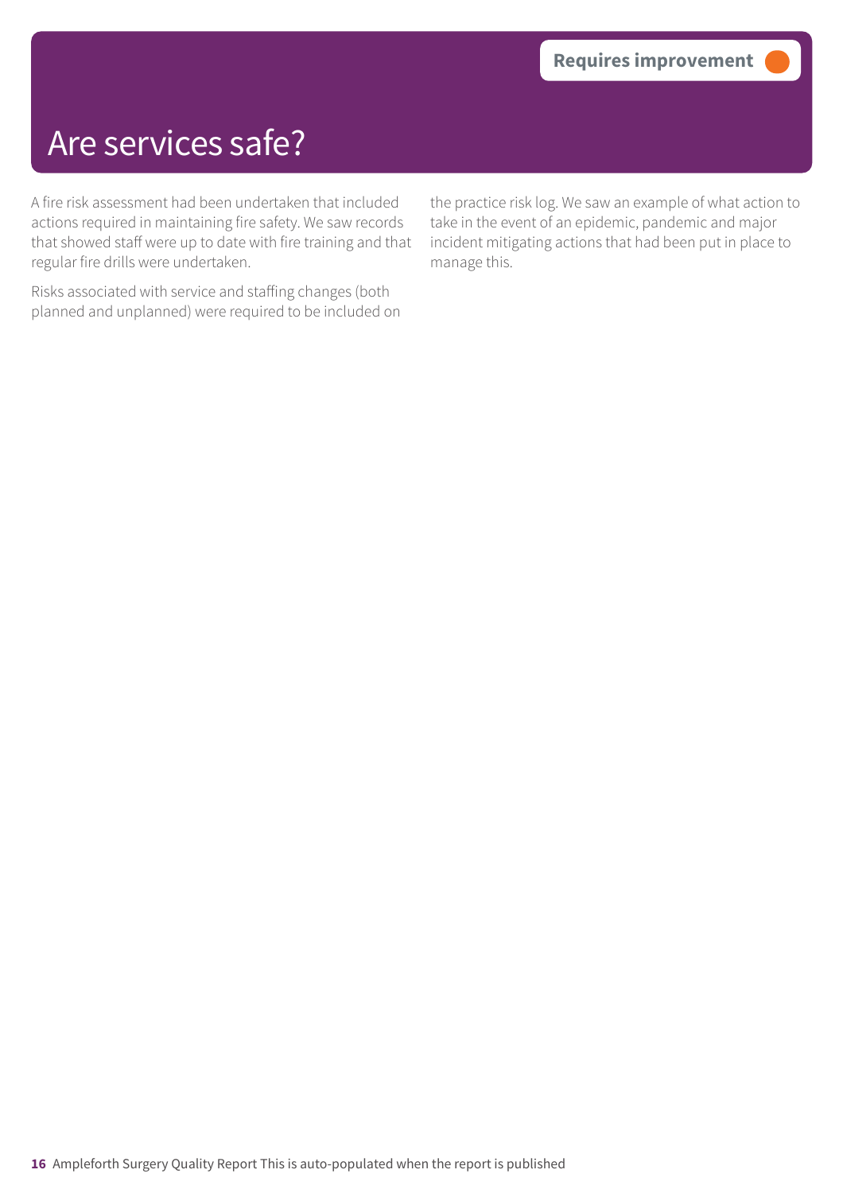# Are services safe?

**Requires improvement**

A fire risk assessment had been undertaken that included actions required in maintaining fire safety. We saw records that showed staff were up to date with fire training and that regular fire drills were undertaken.

Risks associated with service and staffing changes (both planned and unplanned) were required to be included on the practice risk log. We saw an example of what action to take in the event of an epidemic, pandemic and major incident mitigating actions that had been put in place to manage this.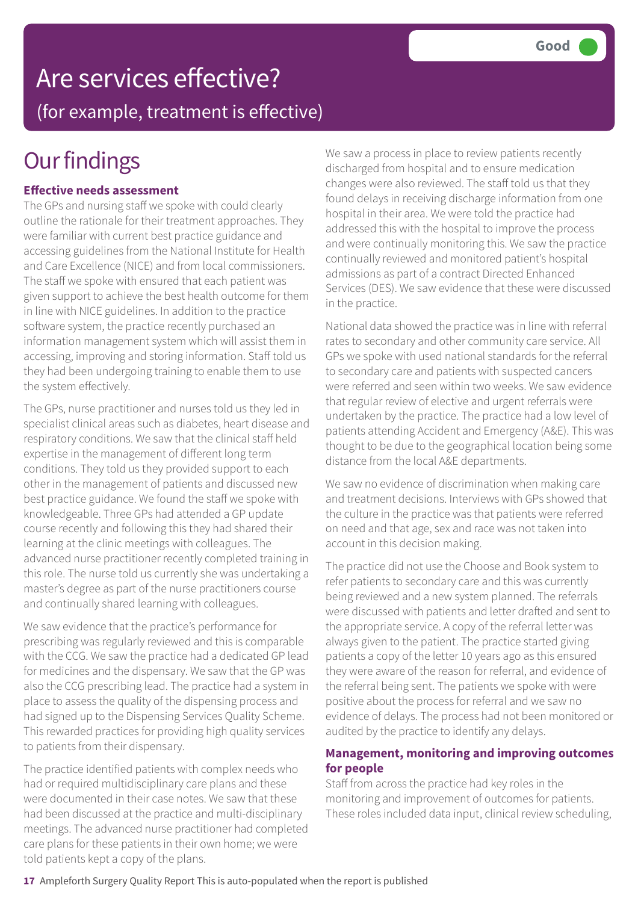# Are services effective?

(for example, treatment is effective)

Good

## Our findings

### Effective needs assessment

The GPs and nursing staff we spoke with could clearly outline the rationale for their treatment approaches. They were familiar with current best practice guidance and accessing guidelines from the National Institute for Health and Care Excellence (NICE) and from local commissioners. The staff we spoke with ensured that each patient was given support to achieve the best health outcome for them in line with NICE guidelines. In addition to the practice software system, the practice recently purchased an information management system which will assist them in accessing, improving and storing information. Staff told us they had been undergoing training to enable them to use the system effectively.

The GPs, nurse practitioner and nurses told us they led in specialist clinical areas such as diabetes, heart disease and respiratory conditions. We saw that the clinical staff held expertise in the management of different long term conditions. They told us they provided support to each other in the management of patients and discussed new best practice guidance. We found the staff we spoke with knowledgeable. Three GPs had attended a GP update course recently and following this they had shared their learning at the clinic meetings with colleagues. The advanced nurse practitioner recently completed training in this role. The nurse told us currently she was undertaking a master's degree as part of the nurse practitioners course and continually shared learning with colleagues.

We saw evidence that the practice's performance for prescribing was regularly reviewed and this is comparable with the CCG. We saw the practice had a dedicated GP lead for medicines and the dispensary. We saw that the GP was also the CCG prescribing lead. The practice had a system in place to assess the quality of the dispensing process and had signed up to the Dispensing Services Quality Scheme. This rewarded practices for providing high quality services to patients from their dispensary.

The practice identified patients with complex needs who had or required multidisciplinary care plans and these were documented in their case notes. We saw that these had been discussed at the practice and multi-disciplinary meetings. The advanced nurse practitioner had completed care plans for these patients in their own home; we were told patients kept a copy of the plans.

We saw a process in place to review patients recently discharged from hospital and to ensure medication changes were also reviewed. The staff told us that they found delays in receiving discharge information from one hospital in their area. We were told the practice had addressed this with the hospital to improve the process and were continually monitoring this. We saw the practice continually reviewed and monitored patient's hospital admissions as part of a contract Directed Enhanced Services (DES). We saw evidence that these were discussed in the practice.

National data showed the practice was in line with referral rates to secondary and other community care service. All GPs we spoke with used national standards for the referral to secondary care and patients with suspected cancers were referred and seen within two weeks. We saw evidence that regular review of elective and urgent referrals were undertaken by the practice. The practice had a low level of patients attending Accident and Emergency (A&E). This was thought to be due to the geographical location being some distance from the local A&E departments.

We saw no evidence of discrimination when making care and treatment decisions. Interviews with GPs showed that the culture in the practice was that patients were referred on need and that age, sex and race was not taken into account in this decision making.

The practice did not use the Choose and Book system to refer patients to secondary care and this was currently being reviewed and a new system planned. The referrals were discussed with patients and letter drafted and sent to the appropriate service. A copy of the referral letter was always given to the patient. The practice started giving patients a copy of the letter 10 years ago as this ensured they were aware of the reason for referral, and evidence of the referral being sent. The patients we spoke with were positive about the process for referral and we saw no evidence of delays. The process had not been monitored or audited by the practice to identify any delays.

### Management, monitoring and improving outcomes for people

Staff from across the practice had key roles in the monitoring and improvement of outcomes for patients. These roles included data input, clinical review scheduling,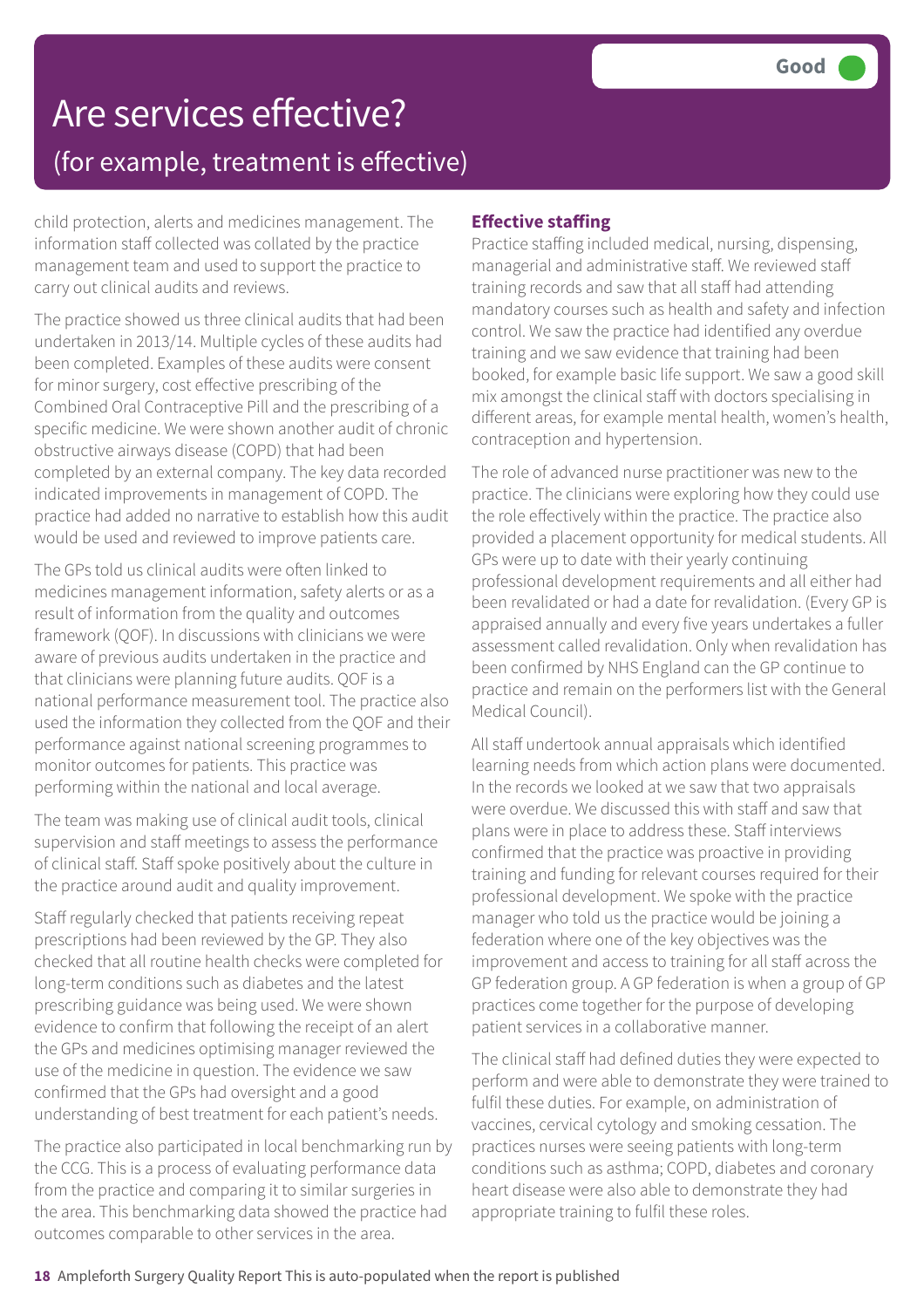# Are services effective?

## (for example, treatment is effective)

**Good**

child protection, alerts and medicines management. The information staff collected was collated by the practice management team and used to support the practice to carry out clinical audits and reviews.

The practice showed us three clinical audits that had been undertaken in 2013/14. Multiple cycles of these audits had been completed. Examples of these audits were consent for minor surgery, cost effective prescribing of the Combined Oral Contraceptive Pill and the prescribing of a specific medicine. We were shown another audit of chronic obstructive airways disease (COPD) that had been completed by an external company. The key data recorded indicated improvements in management of COPD. The practice had added no narrative to establish how this audit would be used and reviewed to improve patients care.

The GPs told us clinical audits were often linked to medicines management information, safety alerts or as a result of information from the quality and outcomes framework (QOF). In discussions with clinicians we were aware of previous audits undertaken in the practice and that clinicians were planning future audits. QOF is a national performance measurement tool. The practice also used the information they collected from the QOF and their performance against national screening programmes to monitor outcomes for patients. This practice was performing within the national and local average.

The team was making use of clinical audit tools, clinical supervision and staff meetings to assess the performance of clinical staff. Staff spoke positively about the culture in the practice around audit and quality improvement.

Staff regularly checked that patients receiving repeat prescriptions had been reviewed by the GP. They also checked that all routine health checks were completed for long-term conditions such as diabetes and the latest prescribing guidance was being used. We were shown evidence to confirm that following the receipt of an alert the GPs and medicines optimising manager reviewed the use of the medicine in question. The evidence we saw confirmed that the GPs had oversight and a good understanding of best treatment for each patient's needs.

The practice also participated in local benchmarking run by the CCG. This is a process of evaluating performance data from the practice and comparing it to similar surgeries in the area. This benchmarking data showed the practice had outcomes comparable to other services in the area.

**Effective staffing**

Practice staffing included medical, nursing, dispensing, managerial and administrative staff. We reviewed staff training records and saw that all staff had attending mandatory courses such as health and safety and infection control. We saw the practice had identified any overdue training and we saw evidence that training had been booked, for example basic life support. We saw a good skill mix amongst the clinical staff with doctors specialising in different areas, for example mental health, women's health, contraception and hypertension.

The role of advanced nurse practitioner was new to the practice. The clinicians were exploring how they could use the role effectively within the practice. The practice also provided a placement opportunity for medical students. All GPs were up to date with their yearly continuing professional development requirements and all either had been revalidated or had a date for revalidation. (Every GP is appraised annually and every five years undertakes a fuller assessment called revalidation. Only when revalidation has been confirmed by NHS England can the GP continue to practice and remain on the performers list with the General Medical Council).

All staff undertook annual appraisals which identified learning needs from which action plans were documented. In the records we looked at we saw that two appraisals were overdue. We discussed this with staff and saw that plans were in place to address these. Staff interviews confirmed that the practice was proactive in providing training and funding for relevant courses required for their professional development. We spoke with the practice manager who told us the practice would be joining a federation where one of the key objectives was the improvement and access to training for all staff across the GP federation group. A GP federation is when a group of GP practices come together for the purpose of developing patient services in a collaborative manner.

The clinical staff had defined duties they were expected to perform and were able to demonstrate they were trained to fulfil these duties. For example, on administration of vaccines, cervical cytology and smoking cessation. The practices nurses were seeing patients with long-term conditions such as asthma; COPD, diabetes and coronary heart disease were also able to demonstrate they had appropriate training to fulfil these roles.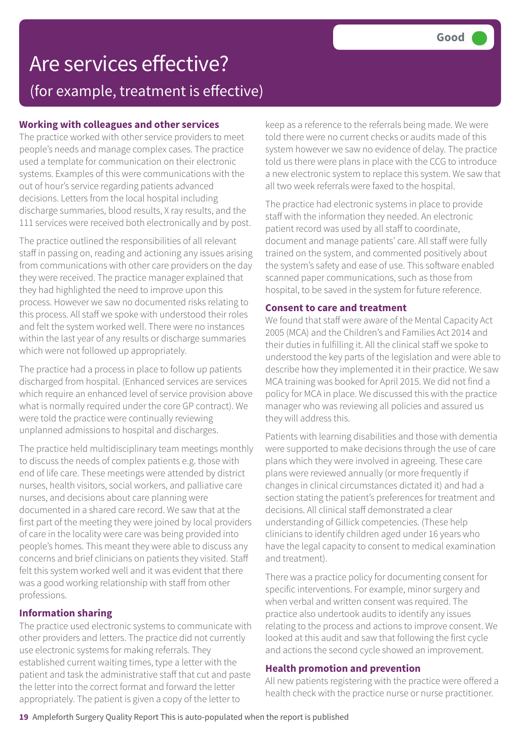# Are services effective?

## (for example, treatment is effective)

**Good**

### Working with colleagues and other services

The practice worked with other service providers to meet people's needs and manage complex cases. The practice used a template for communication on their electronic systems. Examples of this were communications with the out of hour's service regarding patients advanced decisions. Letters from the local hospital including discharge summaries, blood results, X ray results, and the 111 services were received both electronically and by post.

The practice outlined the responsibilities of all relevant staff in passing on, reading and actioning any issues arising from communications with other care providers on the day they were received. The practice manager explained that they had highlighted the need to improve upon this process. However we saw no documented risks relating to this process. All staff we spoke with understood their roles and felt the system worked well. There were no instances within the last year of any results or discharge summaries which were not followed up appropriately.

The practice had a process in place to follow up patients discharged from hospital. (Enhanced services are services which require an enhanced level of service provision above what is normally required under the core GP contract). We were told the practice were continually reviewing unplanned admissions to hospital and discharges.

The practice held multidisciplinary team meetings monthly to discuss the needs of complex patients e.g. those with end of life care. These meetings were attended by district nurses, health visitors, social workers, and palliative care nurses, and decisions about care planning were documented in a shared care record. We saw that at the first part of the meeting they were joined by local providers of care in the locality were care was being provided into people's homes. This meant they were able to discuss any concerns and brief clinicians on patients they visited. Staff felt this system worked well and it was evident that there was a good working relationship with staff from other professions.

### Information sharing

The practice used electronic systems to communicate with other providers and letters. The practice did not currently use electronic systems for making referrals. They established current waiting times, type a letter with the patient and task the administrative staff that cut and paste the letter into the correct format and forward the letter appropriately. The patient is given a copy of the letter to keep as a reference to the referrals being made. We were told there were no current checks or audits made of this system however we saw no evidence of delay. The practice told us there were plans in place with the CCG to introduce a new electronic system to replace this system. We saw that all two week referrals were faxed to the hospital.

The practice had electronic systems in place to provide staff with the information they needed. An electronic patient record was used by all staff to coordinate, document and manage patients' care. All staff were fully trained on the system, and commented positively about the system's safety and ease of use. This software enabled scanned paper communications, such as those from hospital, to be saved in the system for future reference.

### Consent to care and treatment

We found that staff were aware of the Mental Capacity Act 2005 (MCA) and the Children's and Families Act 2014 and their duties in fulfilling it. All the clinical staff we spoke to understood the key parts of the legislation and were able to describe how they implemented it in their practice. We saw MCA training was booked for April 2015. We did not find a policy for MCA in place. We discussed this with the practice manager who was reviewing all policies and assured us they will address this.

Patients with learning disabilities and those with dementia were supported to make decisions through the use of care plans which they were involved in agreeing. These care plans were reviewed annually (or more frequently if changes in clinical circumstances dictated it) and had a section stating the patient's preferences for treatment and decisions. All clinical staff demonstrated a clear understanding of Gillick competencies. (These help clinicians to identify children aged under 16 years who have the legal capacity to consent to medical examination and treatment).

There was a practice policy for documenting consent for specific interventions. For example, minor surgery and when verbal and written consent was required. The practice also undertook audits to identify any issues relating to the process and actions to improve consent. We looked at this audit and saw that following the first cycle and actions the second cycle showed an improvement.

### Health promotion and prevention

All new patients registering with the practice were offered a health check with the practice nurse or nurse practitioner.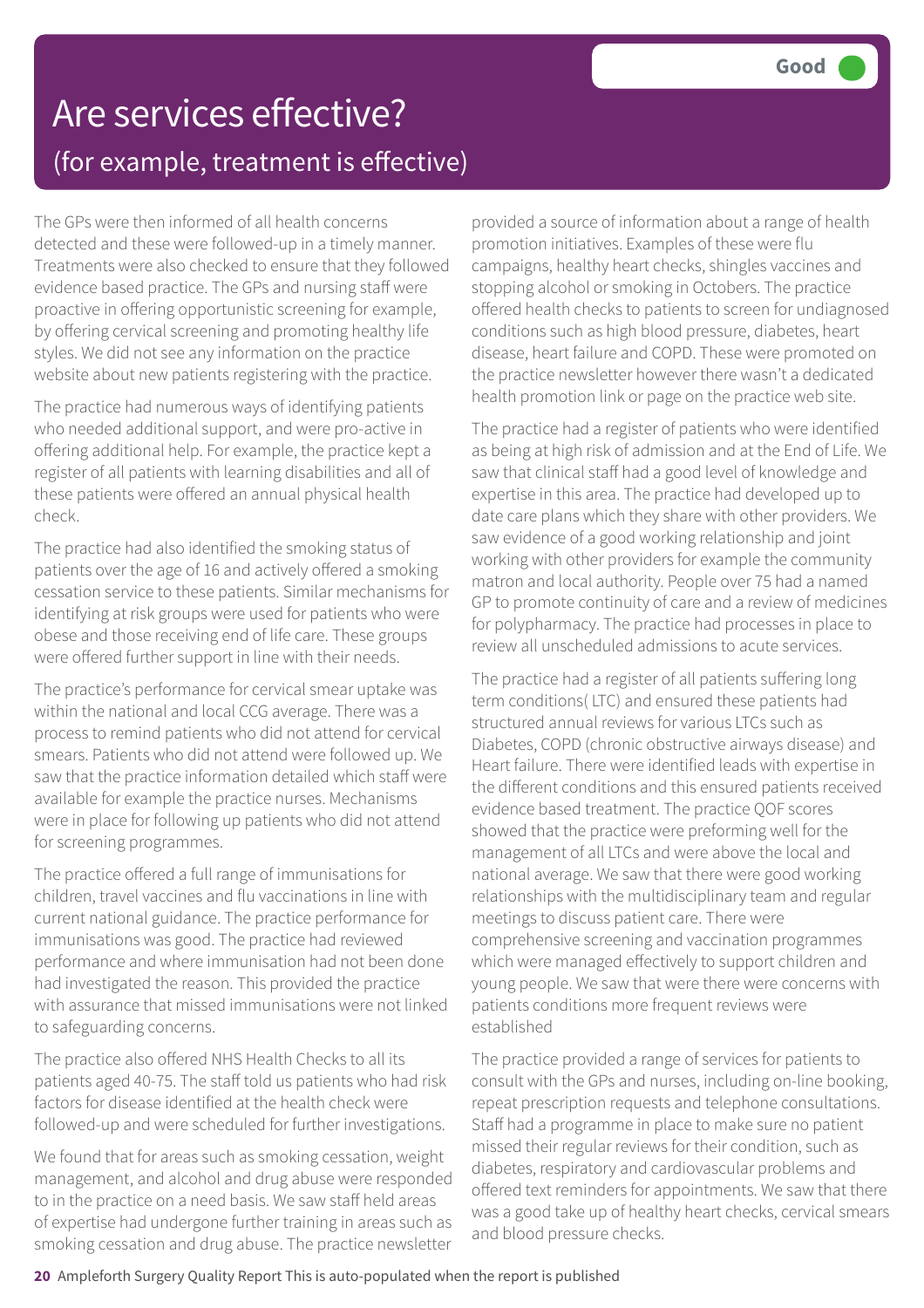# Are services effective?

## (for example, treatment is effective)

Good

The GPs were then informed of all health concerns detected and these were followed-up in a timely manner. Treatments were also checked to ensure that they followed evidence based practice. The GPs and nursing staff were proactive in offering opportunistic screening for example, by offering cervical screening and promoting healthy life styles. We did not see any information on the practice website about new patients registering with the practice.

The practice had numerous ways of identifying patients who needed additional support, and were pro-active in offering additional help. For example, the practice kept a register of all patients with learning disabilities and all of these patients were offered an annual physical health check.

The practice had also identified the smoking status of patients over the age of 16 and actively offered a smoking cessation service to these patients. Similar mechanisms for identifying at risk groups were used for patients who were obese and those receiving end of life care. These groups were offered further support in line with their needs.

The practice's performance for cervical smear uptake was within the national and local CCG average. There was a process to remind patients who did not attend for cervical smears. Patients who did not attend were followed up. We saw that the practice information detailed which staff were available for example the practice nurses. Mechanisms were in place for following up patients who did not attend for screening programmes.

The practice offered a full range of immunisations for children, travel vaccines and flu vaccinations in line with current national guidance. The practice performance for immunisations was good. The practice had reviewed performance and where immunisation had not been done had investigated the reason. This provided the practice with assurance that missed immunisations were not linked to safeguarding concerns.

The practice also offered NHS Health Checks to all its patients aged 40-75. The staff told us patients who had risk factors for disease identified at the health check were followed-up and were scheduled for further investigations.

We found that for areas such as smoking cessation, weight management, and alcohol and drug abuse were responded to in the practice on a need basis. We saw staff held areas of expertise had undergone further training in areas such as smoking cessation and drug abuse. The practice newsletter provided a source of information about a range of health promotion initiatives. Examples of these were flu campaigns, healthy heart checks, shingles vaccines and stopping alcohol or smoking in Octobers. The practice offered health checks to patients to screen for undiagnosed conditions such as high blood pressure, diabetes, heart disease, heart failure and COPD. These were promoted on the practice newsletter however there wasn't a dedicated health promotion link or page on the practice web site.

The practice had a register of patients who were identified as being at high risk of admission and at the End of Life. We saw that clinical staff had a good level of knowledge and expertise in this area. The practice had developed up to date care plans which they share with other providers. We saw evidence of a good working relationship and joint working with other providers for example the community matron and local authority. People over 75 had a named GP to promote continuity of care and a review of medicines for polypharmacy. The practice had processes in place to review all unscheduled admissions to acute services.

The practice had a register of all patients suffering long term conditions( LTC) and ensured these patients had structured annual reviews for various LTCs such as Diabetes, COPD (chronic obstructive airways disease) and Heart failure. There were identified leads with expertise in the different conditions and this ensured patients received evidence based treatment. The practice QOF scores showed that the practice were preforming well for the management of all LTCs and were above the local and national average. We saw that there were good working relationships with the multidisciplinary team and regular meetings to discuss patient care. There were comprehensive screening and vaccination programmes which were managed effectively to support children and young people. We saw that were there were concerns with patients conditions more frequent reviews were established

The practice provided a range of services for patients to consult with the GPs and nurses, including on-line booking, repeat prescription requests and telephone consultations. Staff had a programme in place to make sure no patient missed their regular reviews for their condition, such as diabetes, respiratory and cardiovascular problems and offered text reminders for appointments. We saw that there was a good take up of healthy heart checks, cervical smears and blood pressure checks.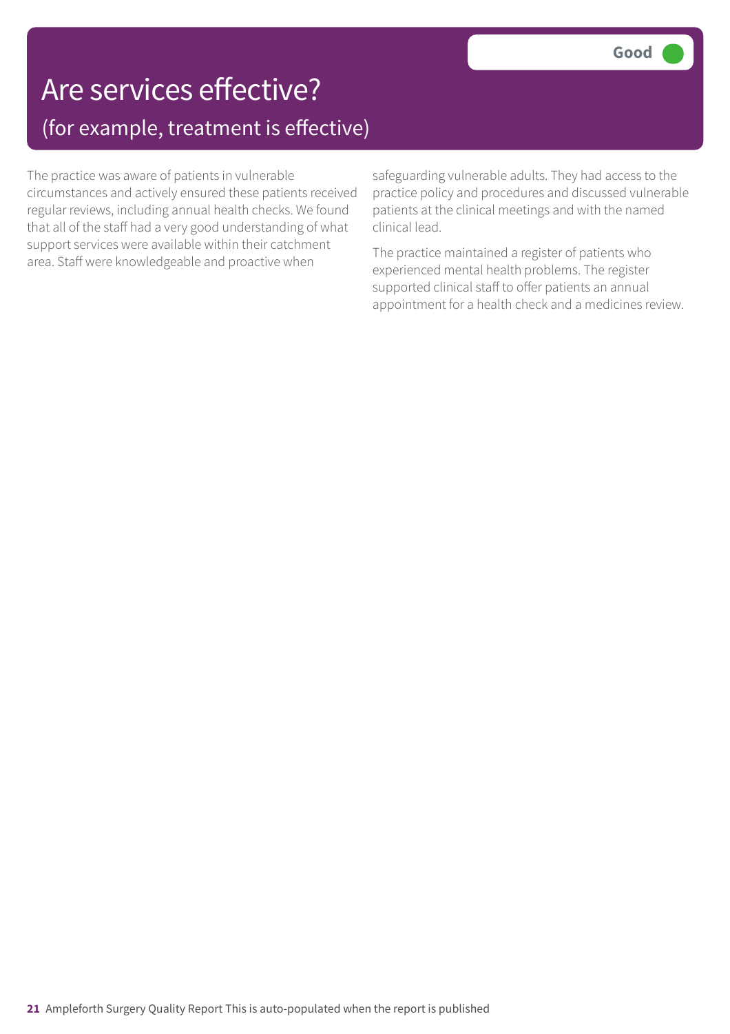# Are services effective?

## (for example, treatment is effective)

**Good**

The practice was aware of patients in vulnerable circumstances and actively ensured these patients received regular reviews, including annual health checks. We found that all of the staff had a very good understanding of what support services were available within their catchment area. Staff were knowledgeable and proactive when safeguarding vulnerable adults. They had access to the practice policy and procedures and discussed vulnerable patients at the clinical meetings and with the named clinical lead.

The practice maintained a register of patients who experienced mental health problems. The register supported clinical staff to offer patients an annual appointment for a health check and a medicines review.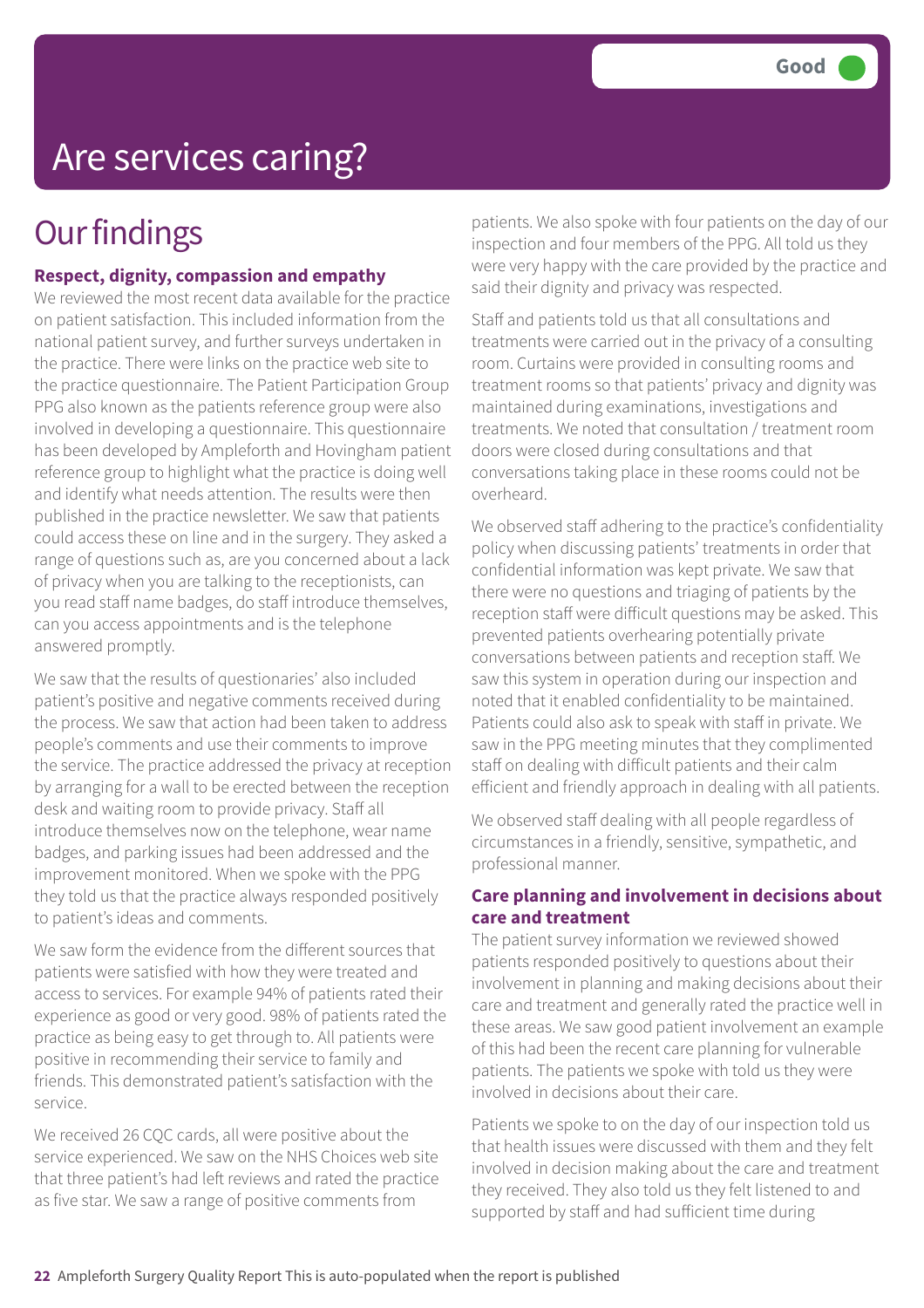# Are services caring?

Good

## Our findings

### Respect, dignity, compassion and empathy

We reviewed the most recent data available for the practice on patient satisfaction. This included information from the national patient survey, and further surveys undertaken in the practice. There were links on the practice web site to the practice questionnaire. The Patient Participation Group PPG also known as the patients reference group were also involved in developing a questionnaire. This questionnaire has been developed by Ampleforth and Hovingham patient reference group to highlight what the practice is doing well and identify what needs attention. The results were then published in the practice newsletter. We saw that patients could access these on line and in the surgery. They asked a range of questions such as, are you concerned about a lack of privacy when you are talking to the receptionists, can you read staff name badges, do staff introduce themselves, can you access appointments and is the telephone answered promptly.

We saw that the results of questionaries' also included patient's positive and negative comments received during the process. We saw that action had been taken to address people's comments and use their comments to improve the service. The practice addressed the privacy at reception by arranging for a wall to be erected between the reception desk and waiting room to provide privacy. Staff all introduce themselves now on the telephone, wear name badges, and parking issues had been addressed and the improvement monitored. When we spoke with the PPG they told us that the practice always responded positively to patient's ideas and comments.

We saw form the evidence from the different sources that patients were satisfied with how they were treated and access to services. For example 94% of patients rated their experience as good or very good. 98% of patients rated the practice as being easy to get through to. All patients were positive in recommending their service to family and friends. This demonstrated patient's satisfaction with the service.

We received 26 CQC cards, all were positive about the service experienced. We saw on the NHS Choices web site that three patient's had left reviews and rated the practice as five star. We saw a range of positive comments from patients. We also spoke with four patients on the day of our inspection and four members of the PPG. All told us they were very happy with the care provided by the practice and said their dignity and privacy was respected.

Staff and patients told us that all consultations and treatments were carried out in the privacy of a consulting room. Curtains were provided in consulting rooms and treatment rooms so that patients' privacy and dignity was maintained during examinations, investigations and treatments. We noted that consultation / treatment room doors were closed during consultations and that conversations taking place in these rooms could not be overheard.

We observed staff adhering to the practice's confidentiality policy when discussing patients' treatments in order that confidential information was kept private. We saw that there were no questions and triaging of patients by the reception staff were difficult questions may be asked. This prevented patients overhearing potentially private conversations between patients and reception staff. We saw this system in operation during our inspection and noted that it enabled confidentiality to be maintained. Patients could also ask to speak with staff in private. We saw in the PPG meeting minutes that they complimented staff on dealing with difficult patients and their calm efficient and friendly approach in dealing with all patients.

We observed staff dealing with all people regardless of circumstances in a friendly, sensitive, sympathetic, and professional manner.

### Care planning and involvement in decisions about care and treatment

The patient survey information we reviewed showed patients responded positively to questions about their involvement in planning and making decisions about their care and treatment and generally rated the practice well in these areas. We saw good patient involvement an example of this had been the recent care planning for vulnerable patients. The patients we spoke with told us they were involved in decisions about their care.

Patients we spoke to on the day of our inspection told us that health issues were discussed with them and they felt involved in decision making about the care and treatment they received. They also told us they felt listened to and supported by staff and had sufficient time during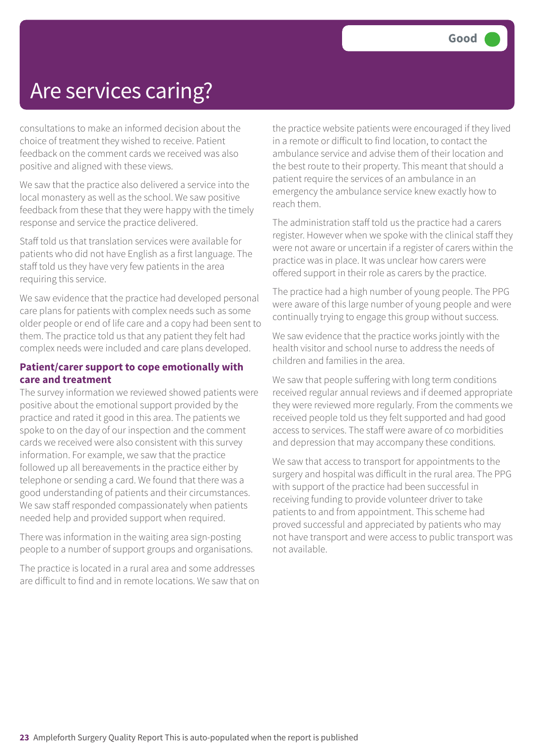# Are services caring?

Good

consultations to make an informed decision about the choice of treatment they wished to receive. Patient feedback on the comment cards we received was also positive and aligned with these views.

We saw that the practice also delivered a service into the local monastery as well as the school. We saw positive feedback from these that they were happy with the timely response and service the practice delivered.

Staff told us that translation services were available for patients who did not have English as a first language. The staff told us they have very few patients in the area requiring this service.

We saw evidence that the practice had developed personal care plans for patients with complex needs such as some older people or end of life care and a copy had been sent to them. The practice told us that any patient they felt had complex needs were included and care plans developed.

### Patient/carer support to cope emotionally with care and treatment

The survey information we reviewed showed patients were positive about the emotional support provided by the practice and rated it good in this area. The patients we spoke to on the day of our inspection and the comment cards we received were also consistent with this survey information. For example, we saw that the practice followed up all bereavements in the practice either by telephone or sending a card. We found that there was a good understanding of patients and their circumstances. We saw staff responded compassionately when patients needed help and provided support when required.

There was information in the waiting area sign-posting people to a number of support groups and organisations.

The practice is located in a rural area and some addresses are difficult to find and in remote locations. We saw that on the practice website patients were encouraged if they lived in a remote or difficult to find location, to contact the ambulance service and advise them of their location and the best route to their property. This meant that should a patient require the services of an ambulance in an emergency the ambulance service knew exactly how to reach them.

The administration staff told us the practice had a carers register. However when we spoke with the clinical staff they were not aware or uncertain if a register of carers within the practice was in place. It was unclear how carers were offered support in their role as carers by the practice.

The practice had a high number of young people. The PPG were aware of this large number of young people and were continually trying to engage this group without success.

We saw evidence that the practice works jointly with the health visitor and school nurse to address the needs of children and families in the area.

We saw that people suffering with long term conditions received regular annual reviews and if deemed appropriate they were reviewed more regularly. From the comments we received people told us they felt supported and had good access to services. The staff were aware of co morbidities and depression that may accompany these conditions.

We saw that access to transport for appointments to the surgery and hospital was difficult in the rural area. The PPG with support of the practice had been successful in receiving funding to provide volunteer driver to take patients to and from appointment. This scheme had proved successful and appreciated by patients who may not have transport and were access to public transport was not available.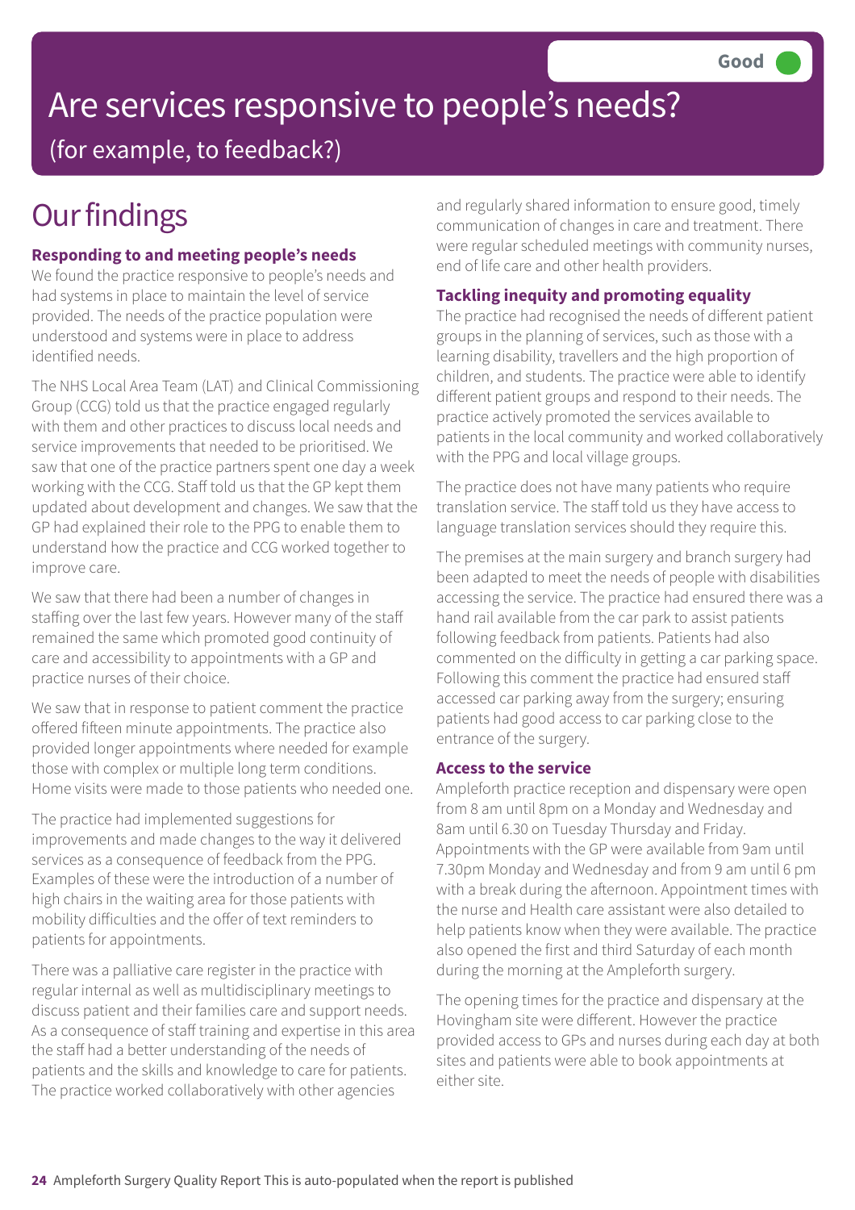Good

# Are services responsive to people's needs?

(for example, to feedback?)

## Our findings

### Responding to and meeting people's needs

We found the practice responsive to people's needs and had systems in place to maintain the level of service provided. The needs of the practice population were understood and systems were in place to address identified needs.

The NHS Local Area Team (LAT) and Clinical Commissioning Group (CCG) told us that the practice engaged regularly with them and other practices to discuss local needs and service improvements that needed to be prioritised. We saw that one of the practice partners spent one day a week working with the CCG. Staff told us that the GP kept them updated about development and changes. We saw that the GP had explained their role to the PPG to enable them to understand how the practice and CCG worked together to improve care.

We saw that there had been a number of changes in staffing over the last few years. However many of the staff remained the same which promoted good continuity of care and accessibility to appointments with a GP and practice nurses of their choice.

We saw that in response to patient comment the practice offered fifteen minute appointments. The practice also provided longer appointments where needed for example those with complex or multiple long term conditions. Home visits were made to those patients who needed one.

The practice had implemented suggestions for improvements and made changes to the way it delivered services as a consequence of feedback from the PPG. Examples of these were the introduction of a number of high chairs in the waiting area for those patients with mobility difficulties and the offer of text reminders to patients for appointments.

There was a palliative care register in the practice with regular internal as well as multidisciplinary meetings to discuss patient and their families care and support needs. As a consequence of staff training and expertise in this area the staff had a better understanding of the needs of patients and the skills and knowledge to care for patients. The practice worked collaboratively with other agencies and regularly shared information to ensure good, timely communication of changes in care and treatment. There were regular scheduled meetings with community nurses, end of life care and other health providers.

### Tackling inequity and promoting equality

The practice had recognised the needs of different patient groups in the planning of services, such as those with a learning disability, travellers and the high proportion of children, and students. The practice were able to identify different patient groups and respond to their needs. The practice actively promoted the services available to patients in the local community and worked collaboratively with the PPG and local village groups.

The practice does not have many patients who require translation service. The staff told us they have access to language translation services should they require this.

The premises at the main surgery and branch surgery had been adapted to meet the needs of people with disabilities accessing the service. The practice had ensured there was a hand rail available from the car park to assist patients following feedback from patients. Patients had also commented on the difficulty in getting a car parking space. Following this comment the practice had ensured staff accessed car parking away from the surgery; ensuring patients had good access to car parking close to the entrance of the surgery.

### Access to the service

Ampleforth practice reception and dispensary were open from 8 am until 8pm on a Monday and Wednesday and 8am until 6.30 on Tuesday Thursday and Friday. Appointments with the GP were available from 9am until 7.30pm Monday and Wednesday and from 9 am until 6 pm with a break during the afternoon. Appointment times with the nurse and Health care assistant were also detailed to help patients know when they were available. The practice also opened the first and third Saturday of each month during the morning at the Ampleforth surgery.

The opening times for the practice and dispensary at the Hovingham site were different. However the practice provided access to GPs and nurses during each day at both sites and patients were able to book appointments at either site.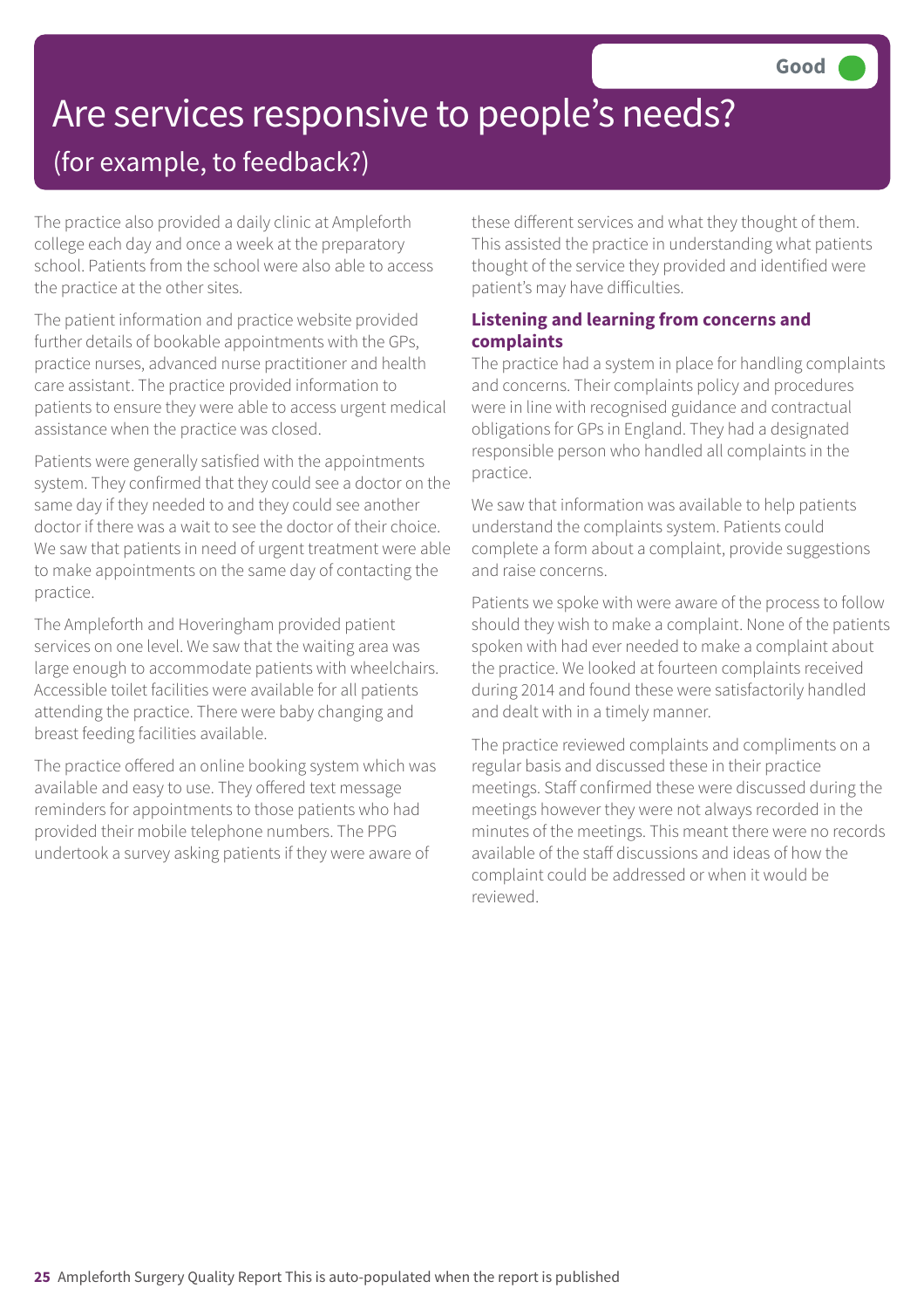# Are services responsive to people's needs?

## (for example, to feedback?)

**Good**

The practice also provided a daily clinic at Ampleforth college each day and once a week at the preparatory school. Patients from the school were also able to access the practice at the other sites.

The patient information and practice website provided further details of bookable appointments with the GPs, practice nurses, advanced nurse practitioner and health care assistant. The practice provided information to patients to ensure they were able to access urgent medical assistance when the practice was closed.

Patients were generally satisfied with the appointments system. They confirmed that they could see a doctor on the same day if they needed to and they could see another doctor if there was a wait to see the doctor of their choice. We saw that patients in need of urgent treatment were able to make appointments on the same day of contacting the practice.

The Ampleforth and Hoveringham provided patient services on one level. We saw that the waiting area was large enough to accommodate patients with wheelchairs. Accessible toilet facilities were available for all patients attending the practice. There were baby changing and breast feeding facilities available.

The practice offered an online booking system which was available and easy to use. They offered text message reminders for appointments to those patients who had provided their mobile telephone numbers. The PPG undertook a survey asking patients if they were aware of these different services and what they thought of them. This assisted the practice in understanding what patients thought of the service they provided and identified were patient's may have difficulties.

### Listening and learning from concerns and complaints

The practice had a system in place for handling complaints and concerns. Their complaints policy and procedures were in line with recognised guidance and contractual obligations for GPs in England. They had a designated responsible person who handled all complaints in the practice.

We saw that information was available to help patients understand the complaints system. Patients could complete a form about a complaint, provide suggestions and raise concerns.

Patients we spoke with were aware of the process to follow should they wish to make a complaint. None of the patients spoken with had ever needed to make a complaint about the practice. We looked at fourteen complaints received during 2014 and found these were satisfactorily handled and dealt with in a timely manner.

The practice reviewed complaints and compliments on a regular basis and discussed these in their practice meetings. Staff confirmed these were discussed during the meetings however they were not always recorded in the minutes of the meetings. This meant there were no records available of the staff discussions and ideas of how the complaint could be addressed or when it would be reviewed.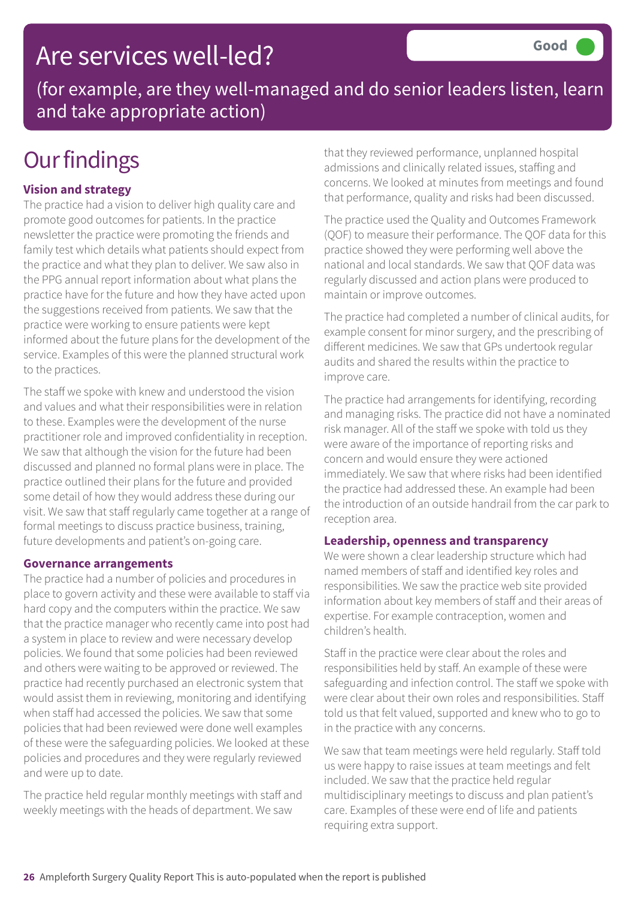# Are services well-led?

**Good**

(for example, are they well-managed and do senior leaders listen, learn and take appropriate action)

## Our findings

### Vision and strategy

The practice had a vision to deliver high quality care and promote good outcomes for patients. In the practice newsletter the practice were promoting the friends and family test which details what patients should expect from the practice and what they plan to deliver. We saw also in the PPG annual report information about what plans the practice have for the future and how they have acted upon the suggestions received from patients. We saw that the practice were working to ensure patients were kept informed about the future plans for the development of the service. Examples of this were the planned structural work to the practices.

The staff we spoke with knew and understood the vision and values and what their responsibilities were in relation to these. Examples were the development of the nurse practitioner role and improved confidentiality in reception. We saw that although the vision for the future had been discussed and planned no formal plans were in place. The practice outlined their plans for the future and provided some detail of how they would address these during our visit. We saw that staff regularly came together at a range of formal meetings to discuss practice business, training, future developments and patient's on-going care.

### Governance arrangements

The practice had a number of policies and procedures in place to govern activity and these were available to staff via hard copy and the computers within the practice. We saw that the practice manager who recently came into post had a system in place to review and were necessary develop policies. We found that some policies had been reviewed and others were waiting to be approved or reviewed. The practice had recently purchased an electronic system that would assist them in reviewing, monitoring and identifying when staff had accessed the policies. We saw that some policies that had been reviewed were done well examples of these were the safeguarding policies. We looked at these policies and procedures and they were regularly reviewed and were up to date.

The practice held regular monthly meetings with staff and weekly meetings with the heads of department. We saw that they reviewed performance, unplanned hospital admissions and clinically related issues, staffing and concerns. We looked at minutes from meetings and found that performance, quality and risks had been discussed.

The practice used the Quality and Outcomes Framework (QOF) to measure their performance. The QOF data for this practice showed they were performing well above the national and local standards. We saw that QOF data was regularly discussed and action plans were produced to maintain or improve outcomes.

The practice had completed a number of clinical audits, for example consent for minor surgery, and the prescribing of different medicines. We saw that GPs undertook regular audits and shared the results within the practice to improve care.

The practice had arrangements for identifying, recording and managing risks. The practice did not have a nominated risk manager. All of the staff we spoke with told us they were aware of the importance of reporting risks and concern and would ensure they were actioned immediately. We saw that where risks had been identified the practice had addressed these. An example had been the introduction of an outside handrail from the car park to reception area.

### Leadership, openness and transparency

We were shown a clear leadership structure which had named members of staff and identified key roles and responsibilities. We saw the practice web site provided information about key members of staff and their areas of expertise. For example contraception, women and children's health.

Staff in the practice were clear about the roles and responsibilities held by staff. An example of these were safeguarding and infection control. The staff we spoke with were clear about their own roles and responsibilities. Staff told us that felt valued, supported and knew who to go to in the practice with any concerns.

We saw that team meetings were held regularly. Staff told us were happy to raise issues at team meetings and felt included. We saw that the practice held regular multidisciplinary meetings to discuss and plan patient's care. Examples of these were end of life and patients requiring extra support.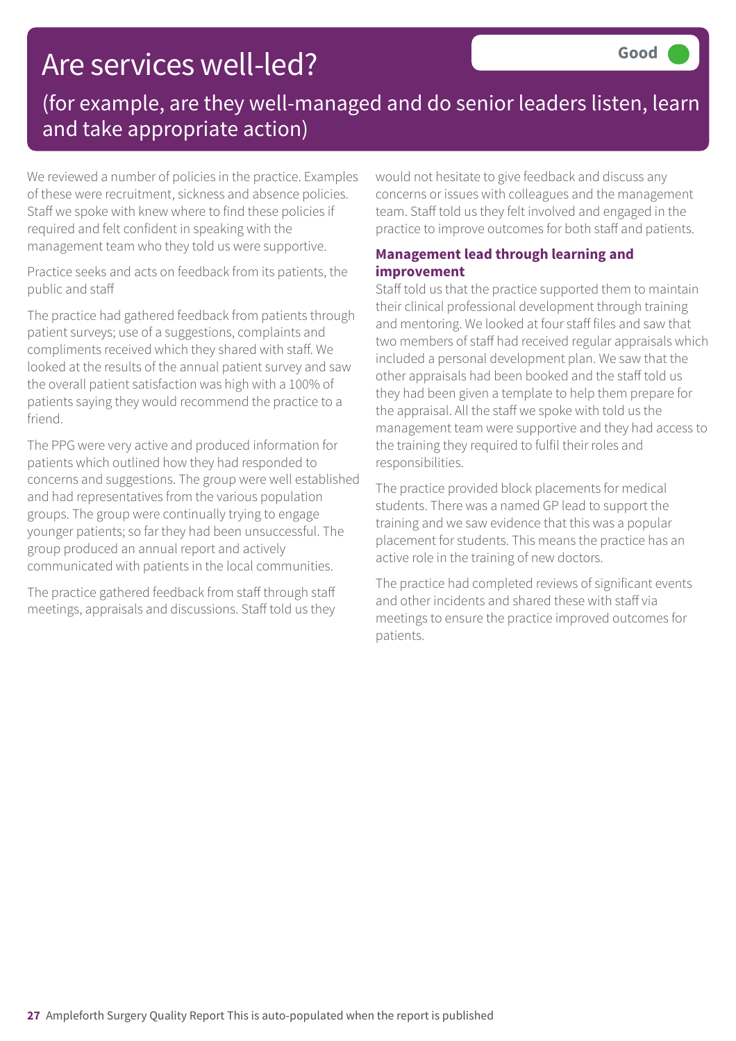# Are services well-led?

**Good**

## (for example, are they well-managed and do senior leaders listen, learn and take appropriate action)

We reviewed a number of policies in the practice. Examples of these were recruitment, sickness and absence policies. Staff we spoke with knew where to find these policies if required and felt confident in speaking with the management team who they told us were supportive.

Practice seeks and acts on feedback from its patients, the public and staff

The practice had gathered feedback from patients through patient surveys; use of a suggestions, complaints and compliments received which they shared with staff. We looked at the results of the annual patient survey and saw the overall patient satisfaction was high with a 100% of patients saying they would recommend the practice to a friend.

The PPG were very active and produced information for patients which outlined how they had responded to concerns and suggestions. The group were well established and had representatives from the various population groups. The group were continually trying to engage younger patients; so far they had been unsuccessful. The group produced an annual report and actively communicated with patients in the local communities.

The practice gathered feedback from staff through staff meetings, appraisals and discussions. Staff told us they would not hesitate to give feedback and discuss any concerns or issues with colleagues and the management team. Staff told us they felt involved and engaged in the practice to improve outcomes for both staff and patients.

### Management lead through learning and improvement

Staff told us that the practice supported them to maintain their clinical professional development through training and mentoring. We looked at four staff files and saw that two members of staff had received regular appraisals which included a personal development plan. We saw that the other appraisals had been booked and the staff told us they had been given a template to help them prepare for the appraisal. All the staff we spoke with told us the management team were supportive and they had access to the training they required to fulfil their roles and responsibilities.

The practice provided block placements for medical students. There was a named GP lead to support the training and we saw evidence that this was a popular placement for students. This means the practice has an active role in the training of new doctors.

The practice had completed reviews of significant events and other incidents and shared these with staff via meetings to ensure the practice improved outcomes for patients.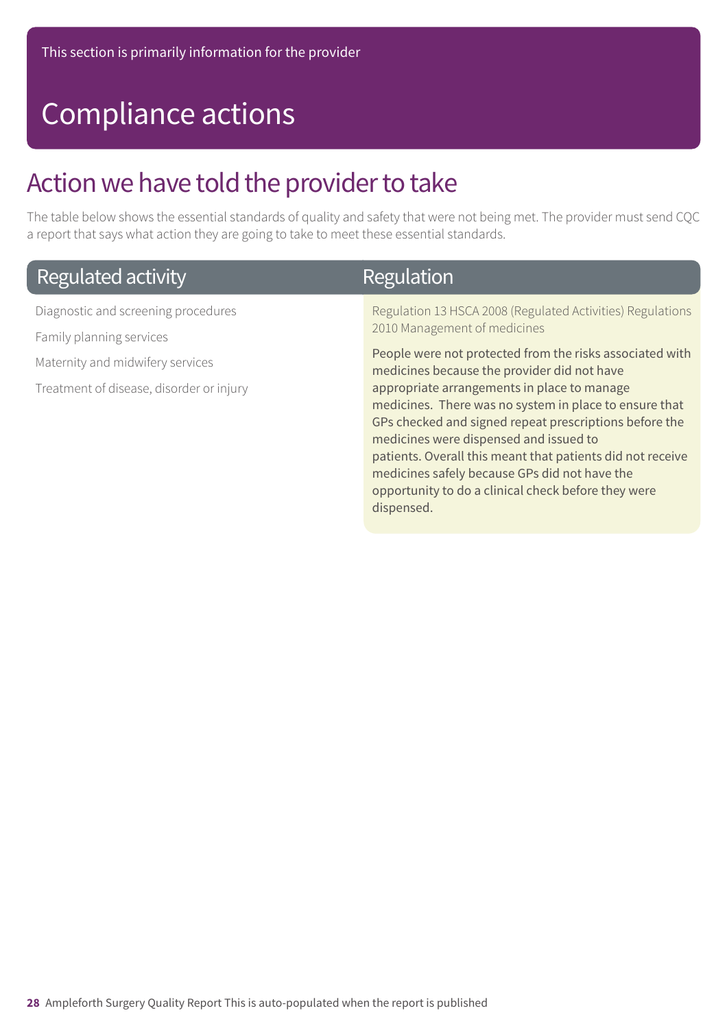This section is primarily information for the provider

# Compliance actions

## Action we have told the provider to take

The table below shows the essential standards of quality and safety that were not being met. The provider must send CQC a report that says what action they are going to take to meet these essential standards.

| Regulated activity | Regulation |
|---|---|
| Diagnostic and screening procedures<br>Family planning services<br>Maternity and midwifery services<br>Treatment of disease, disorder or injury | Regulation 13 HSCA 2008 (Regulated Activities) Regulations 2010 Management of medicines<br><br>People were not protected from the risks associated with medicines because the provider did not have appropriate arrangements in place to manage medicines. There was no system in place to ensure that GPs checked and signed repeat prescriptions before the medicines were dispensed and issued to patients. Overall this meant that patients did not receive medicines safely because GPs did not have the opportunity to do a clinical check before they were dispensed. |